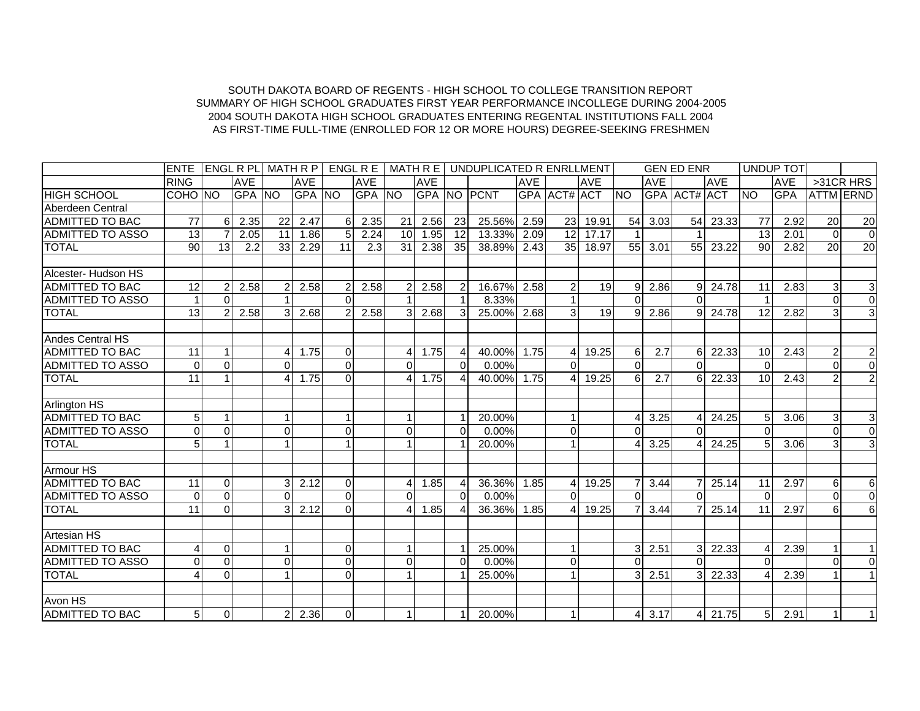SOUTH DAKOTA BOARD OF REGENTS - HIGH SCHOOL TO COLLEGE TRANSITION REPORT
SUMMARY OF HIGH SCHOOL GRADUATES FIRST YEAR PERFORMANCE INCOLLEGE DURING 2004-2005
2004 SOUTH DAKOTA HIGH SCHOOL GRADUATES ENTERING REGENTAL INSTITUTIONS FALL 2004
AS FIRST-TIME FULL-TIME (ENROLLED FOR 12 OR MORE HOURS) DEGREE-SEEKING FRESHMEN

| | ENTE | ENGL R PL | | MATH R P | | ENGL R E | | MATH R E | | UNDUPLICATED R ENRLLMENT | | | | | GEN ED ENR | | | | UNDUP TOT | | | |
|---|---|---|---|---|---|---|---|---|---|---|---|---|---|---|---|---|---|---|---|---|---|---|
| | RING | | AVE | | AVE | | AVE | | AVE | | | AVE | | AVE | | AVE | | AVE | | AVE | >31CR HRS | |
| HIGH SCHOOL | COHO | NO | GPA | NO | GPA | NO | GPA | NO | GPA | NO | PCNT | GPA | ACT# | ACT | NO | GPA | ACT# | ACT | NO | GPA | ATTM | ERND |
| Aberdeen Central | | | | | | | | | | | | | | | | | | | | | | |
| ADMITTED TO BAC | 77 | 6 | 2.35 | 22 | 2.47 | 6 | 2.35 | 21 | 2.56 | 23 | 25.56% | 2.59 | 23 | 19.91 | 54 | 3.03 | 54 | 23.33 | 77 | 2.92 | 20 | 20 |
| ADMITTED TO ASSO | 13 | 7 | 2.05 | 11 | 1.86 | 5 | 2.24 | 10 | 1.95 | 12 | 13.33% | 2.09 | 12 | 17.17 | 1 | | 1 | | 13 | 2.01 | 0 | 0 |
| TOTAL | 90 | 13 | 2.2 | 33 | 2.29 | 11 | 2.3 | 31 | 2.38 | 35 | 38.89% | 2.43 | 35 | 18.97 | 55 | 3.01 | 55 | 23.22 | 90 | 2.82 | 20 | 20 |
| | | | | | | | | | | | | | | | | | | | | | | |
| Alcester- Hudson HS | | | | | | | | | | | | | | | | | | | | | | |
| ADMITTED TO BAC | 12 | 2 | 2.58 | 2 | 2.58 | 2 | 2.58 | 2 | 2.58 | 2 | 16.67% | 2.58 | 2 | 19 | 9 | 2.86 | 9 | 24.78 | 11 | 2.83 | 3 | 3 |
| ADMITTED TO ASSO | 1 | 0 | | 1 | | 0 | | 1 | | 1 | 8.33% | | 1 | | 0 | | 0 | | 1 | | 0 | 0 |
| TOTAL | 13 | 2 | 2.58 | 3 | 2.68 | 2 | 2.58 | 3 | 2.68 | 3 | 25.00% | 2.68 | 3 | 19 | 9 | 2.86 | 9 | 24.78 | 12 | 2.82 | 3 | 3 |
| | | | | | | | | | | | | | | | | | | | | | | |
| Andes Central HS | | | | | | | | | | | | | | | | | | | | | | |
| ADMITTED TO BAC | 11 | 1 | | 4 | 1.75 | 0 | | 4 | 1.75 | 4 | 40.00% | 1.75 | 4 | 19.25 | 6 | 2.7 | 6 | 22.33 | 10 | 2.43 | 2 | 2 |
| ADMITTED TO ASSO | 0 | 0 | | 0 | | 0 | | 0 | | 0 | | | 0 | | 0 | | 0 | | 0 | | 0 | 0 |
| TOTAL | 11 | 1 | | 4 | 1.75 | 0 | | 4 | 1.75 | 4 | 40.00% | 1.75 | 4 | 19.25 | 6 | 2.7 | 6 | 22.33 | 10 | 2.43 | 2 | 2 |
| | | | | | | | | | | | | | | | | | | | | | | |
| Arlington HS | | | | | | | | | | | | | | | | | | | | | | |
| ADMITTED TO BAC | 5 | 1 | | 1 | | 1 | | 1 | | 1 | 20.00% | | 1 | | 4 | 3.25 | 4 | 24.25 | 5 | 3.06 | 3 | 3 |
| ADMITTED TO ASSO | 0 | 0 | | 0 | | 0 | | 0 | | 0 | 0.00% | | 0 | | 0 | | 0 | | 0 | | 0 | 0 |
| TOTAL | 5 | 1 | | 1 | | 1 | | 1 | | 1 | 20.00% | | 1 | | 4 | 3.25 | 4 | 24.25 | 5 | 3.06 | 3 | 3 |
| | | | | | | | | | | | | | | | | | | | | | | |
| Armour HS | | | | | | | | | | | | | | | | | | | | | | |
| ADMITTED TO BAC | 11 | 0 | | 3 | 2.12 | 0 | | 4 | 1.85 | 4 | 36.36% | 1.85 | 4 | 19.25 | 7 | 3.44 | 7 | 25.14 | 11 | 2.97 | 6 | 6 |
| ADMITTED TO ASSO | 0 | 0 | | 0 | | 0 | | 0 | | 0 | 0.00% | | 0 | | 0 | | 0 | | 0 | | 0 | 0 |
| TOTAL | 11 | 0 | | 3 | 2.12 | 0 | | 4 | 1.85 | 4 | 36.36% | 1.85 | 4 | 19.25 | 7 | 3.44 | 7 | 25.14 | 11 | 2.97 | 6 | 6 |
| | | | | | | | | | | | | | | | | | | | | | | |
| Artesian HS | | | | | | | | | | | | | | | | | | | | | | |
| ADMITTED TO BAC | 4 | 0 | | 1 | | 0 | | 1 | | 1 | 25.00% | | 1 | | 3 | 2.51 | 3 | 22.33 | 4 | 2.39 | 1 | 1 |
| ADMITTED TO ASSO | 0 | 0 | | 0 | | 0 | | 0 | | 0 | 0.00% | | 0 | | 0 | | 0 | | 0 | | 0 | 0 |
| TOTAL | 4 | 0 | | 1 | | 0 | | 1 | | 1 | 25.00% | | 1 | | 3 | 2.51 | 3 | 22.33 | 4 | 2.39 | 1 | 1 |
| | | | | | | | | | | | | | | | | | | | | | | |
| Avon HS | | | | | | | | | | | | | | | | | | | | | | |
| ADMITTED TO BAC | 5 | 0 | | 2 | 2.36 | 0 | | 1 | | 1 | 20.00% | | 1 | | 4 | 3.17 | 4 | 21.75 | 5 | 2.91 | 1 | 1 |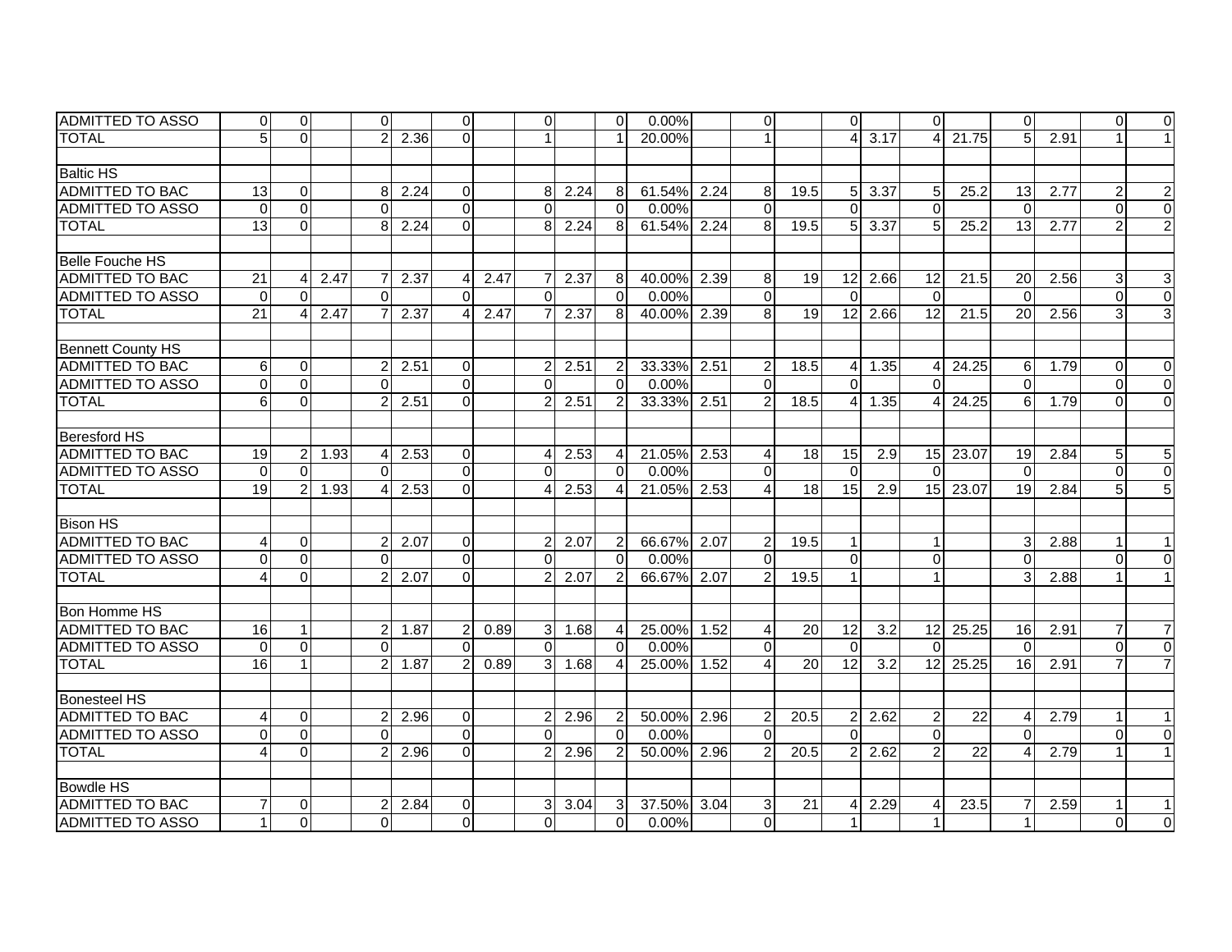| | | | | | | | | | | | | | | | | | | | | | | |
|---|---|---|---|---|---|---|---|---|---|---|---|---|---|---|---|---|---|---|---|---|---|---|
| ADMITTED TO ASSO | 0 | 0 | | 0 | | 0 | | 0 | | 0 | 0.00% | | 0 | | 0 | | 0 | | 0 | | 0 | 0 |
| TOTAL | 5 | 0 | | 2 | 2.36 | 0 | | 1 | | 1 | 20.00% | | 1 | | 4 | 3.17 | 4 | 21.75 | 5 | 2.91 | 1 | 1 |
| | | | | | | | | | | | | | | | | | | | | | | |
| Baltic HS | | | | | | | | | | | | | | | | | | | | | | |
| ADMITTED TO BAC | 13 | 0 | | 8 | 2.24 | 0 | | 8 | 2.24 | 8 | 61.54% | 2.24 | 8 | 19.5 | 5 | 3.37 | 5 | 25.2 | 13 | 2.77 | 2 | 2 |
| ADMITTED TO ASSO | 0 | 0 | | 0 | | 0 | | 0 | | 0 | 0.00% | | 0 | | 0 | | 0 | | 0 | | 0 | 0 |
| TOTAL | 13 | 0 | | 8 | 2.24 | 0 | | 8 | 2.24 | 8 | 61.54% | 2.24 | 8 | 19.5 | 5 | 3.37 | 5 | 25.2 | 13 | 2.77 | 2 | 2 |
| | | | | | | | | | | | | | | | | | | | | | | |
| Belle Fouche HS | | | | | | | | | | | | | | | | | | | | | | |
| ADMITTED TO BAC | 21 | 4 | 2.47 | 7 | 2.37 | 4 | 2.47 | 7 | 2.37 | 8 | 40.00% | 2.39 | 8 | 19 | 12 | 2.66 | 12 | 21.5 | 20 | 2.56 | 3 | 3 |
| ADMITTED TO ASSO | 0 | 0 | | 0 | | 0 | | 0 | | 0 | 0.00% | | 0 | | 0 | | 0 | | 0 | | 0 | 0 |
| TOTAL | 21 | 4 | 2.47 | 7 | 2.37 | 4 | 2.47 | 7 | 2.37 | 8 | 40.00% | 2.39 | 8 | 19 | 12 | 2.66 | 12 | 21.5 | 20 | 2.56 | 3 | 3 |
| | | | | | | | | | | | | | | | | | | | | | | |
| Bennett County HS | | | | | | | | | | | | | | | | | | | | | | |
| ADMITTED TO BAC | 6 | 0 | | 2 | 2.51 | 0 | | 2 | 2.51 | 2 | 33.33% | 2.51 | 2 | 18.5 | 4 | 1.35 | 4 | 24.25 | 6 | 1.79 | 0 | 0 |
| ADMITTED TO ASSO | 0 | 0 | | 0 | | 0 | | 0 | | 0 | 0.00% | | 0 | | 0 | | 0 | | 0 | | 0 | 0 |
| TOTAL | 6 | 0 | | 2 | 2.51 | 0 | | 2 | 2.51 | 2 | 33.33% | 2.51 | 2 | 18.5 | 4 | 1.35 | 4 | 24.25 | 6 | 1.79 | 0 | 0 |
| | | | | | | | | | | | | | | | | | | | | | | |
| Beresford HS | | | | | | | | | | | | | | | | | | | | | | |
| ADMITTED TO BAC | 19 | 2 | 1.93 | 4 | 2.53 | 0 | | 4 | 2.53 | 4 | 21.05% | 2.53 | 4 | 18 | 15 | 2.9 | 15 | 23.07 | 19 | 2.84 | 5 | 5 |
| ADMITTED TO ASSO | 0 | 0 | | 0 | | 0 | | 0 | | 0 | 0.00% | | 0 | | 0 | | 0 | | 0 | | 0 | 0 |
| TOTAL | 19 | 2 | 1.93 | 4 | 2.53 | 0 | | 4 | 2.53 | 4 | 21.05% | 2.53 | 4 | 18 | 15 | 2.9 | 15 | 23.07 | 19 | 2.84 | 5 | 5 |
| | | | | | | | | | | | | | | | | | | | | | | |
| Bison HS | | | | | | | | | | | | | | | | | | | | | | |
| ADMITTED TO BAC | 4 | 0 | | 2 | 2.07 | 0 | | 2 | 2.07 | 2 | 66.67% | 2.07 | 2 | 19.5 | 1 | | 1 | | 3 | 2.88 | 1 | 1 |
| ADMITTED TO ASSO | 0 | 0 | | 0 | | 0 | | 0 | | 0 | 0.00% | | 0 | | 0 | | 0 | | 0 | | 0 | 0 |
| TOTAL | 4 | 0 | | 2 | 2.07 | 0 | | 2 | 2.07 | 2 | 66.67% | 2.07 | 2 | 19.5 | 1 | | 1 | | 3 | 2.88 | 1 | 1 |
| | | | | | | | | | | | | | | | | | | | | | | |
| Bon Homme HS | | | | | | | | | | | | | | | | | | | | | | |
| ADMITTED TO BAC | 16 | 1 | | 2 | 1.87 | 2 | 0.89 | 3 | 1.68 | 4 | 25.00% | 1.52 | 4 | 20 | 12 | 3.2 | 12 | 25.25 | 16 | 2.91 | 7 | 7 |
| ADMITTED TO ASSO | 0 | 0 | | 0 | | 0 | | 0 | | 0 | 0.00% | | 0 | | 0 | | 0 | | 0 | | 0 | 0 |
| TOTAL | 16 | 1 | | 2 | 1.87 | 2 | 0.89 | 3 | 1.68 | 4 | 25.00% | 1.52 | 4 | 20 | 12 | 3.2 | 12 | 25.25 | 16 | 2.91 | 7 | 7 |
| | | | | | | | | | | | | | | | | | | | | | | |
| Bonesteel HS | | | | | | | | | | | | | | | | | | | | | | |
| ADMITTED TO BAC | 4 | 0 | | 2 | 2.96 | 0 | | 2 | 2.96 | 2 | 50.00% | 2.96 | 2 | 20.5 | 2 | 2.62 | 2 | 22 | 4 | 2.79 | 1 | 1 |
| ADMITTED TO ASSO | 0 | 0 | | 0 | | 0 | | 0 | | 0 | 0.00% | | 0 | | 0 | | 0 | | 0 | | 0 | 0 |
| TOTAL | 4 | 0 | | 2 | 2.96 | 0 | | 2 | 2.96 | 2 | 50.00% | 2.96 | 2 | 20.5 | 2 | 2.62 | 2 | 22 | 4 | 2.79 | 1 | 1 |
| | | | | | | | | | | | | | | | | | | | | | | |
| Bowdle HS | | | | | | | | | | | | | | | | | | | | | | |
| ADMITTED TO BAC | 7 | 0 | | 2 | 2.84 | 0 | | 3 | 3.04 | 3 | 37.50% | 3.04 | 3 | 21 | 4 | 2.29 | 4 | 23.5 | 7 | 2.59 | 1 | 1 |
| ADMITTED TO ASSO | 1 | 0 | | 0 | | 0 | | 0 | | 0 | 0.00% | | 0 | | 1 | | 1 | | 1 | | 0 | 0 |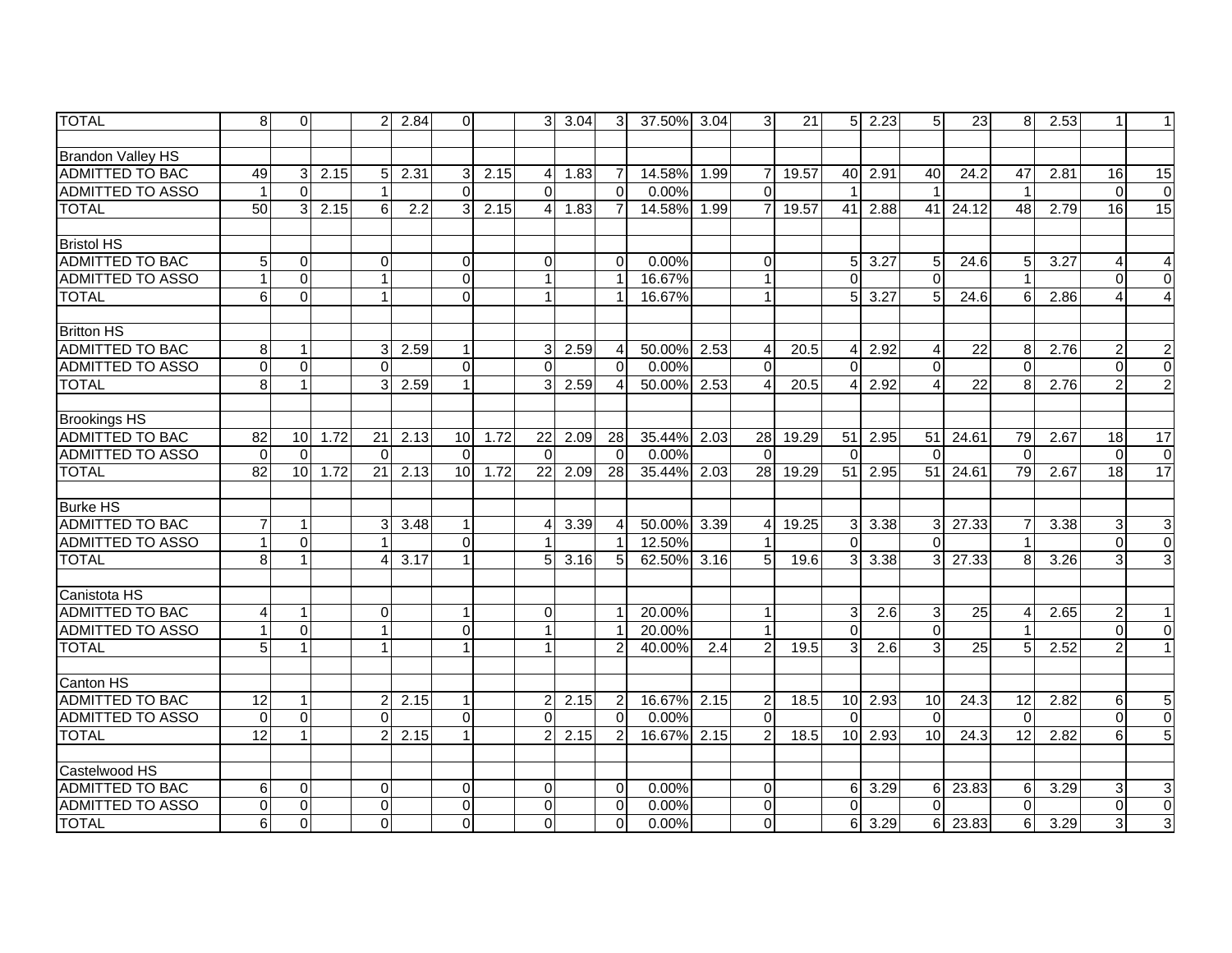| | | | | | | | | | | | | | | | | | | | | | | |
|---|---|---|---|---|---|---|---|---|---|---|---|---|---|---|---|---|---|---|---|---|---|---|
| TOTAL | 8 | 0 | | 2 | 2.84 | 0 | | 3 | 3.04 | 3 | 37.50% | 3.04 | 3 | 21 | 5 | 2.23 | 5 | 23 | 8 | 2.53 | 1 | 1 |
| | | | | | | | | | | | | | | | | | | | | | | |
| Brandon Valley HS | | | | | | | | | | | | | | | | | | | | | | |
| ADMITTED TO BAC | 49 | 3 | 2.15 | 5 | 2.31 | 3 | 2.15 | 4 | 1.83 | 7 | 14.58% | 1.99 | 7 | 19.57 | 40 | 2.91 | 40 | 24.2 | 47 | 2.81 | 16 | 15 |
| ADMITTED TO ASSO | 1 | 0 | | 1 | | 0 | | 0 | | 0 | 0.00% | | 0 | | 1 | | 1 | | 1 | | 0 | 0 |
| TOTAL | 50 | 3 | 2.15 | 6 | 2.2 | 3 | 2.15 | 4 | 1.83 | 7 | 14.58% | 1.99 | 7 | 19.57 | 41 | 2.88 | 41 | 24.12 | 48 | 2.79 | 16 | 15 |
| | | | | | | | | | | | | | | | | | | | | | | |
| Bristol HS | | | | | | | | | | | | | | | | | | | | | | |
| ADMITTED TO BAC | 5 | 0 | | 0 | | 0 | | 0 | | 0 | 0.00% | | 0 | | 5 | 3.27 | 5 | 24.6 | 5 | 3.27 | 4 | 4 |
| ADMITTED TO ASSO | 1 | 0 | | 1 | | 0 | | 1 | | 1 | 16.67% | | 1 | | 0 | | 0 | | 1 | | 0 | 0 |
| TOTAL | 6 | 0 | | 1 | | 0 | | 1 | | 1 | 16.67% | | 1 | | 5 | 3.27 | 5 | 24.6 | 6 | 2.86 | 4 | 4 |
| | | | | | | | | | | | | | | | | | | | | | | |
| Britton HS | | | | | | | | | | | | | | | | | | | | | | |
| ADMITTED TO BAC | 8 | 1 | | 3 | 2.59 | 1 | | 3 | 2.59 | 4 | 50.00% | 2.53 | 4 | 20.5 | 4 | 2.92 | 4 | 22 | 8 | 2.76 | 2 | 2 |
| ADMITTED TO ASSO | 0 | 0 | | 0 | | 0 | | 0 | | 0 | 0.00% | | 0 | | 0 | | 0 | | 0 | | 0 | 0 |
| TOTAL | 8 | 1 | | 3 | 2.59 | 1 | | 3 | 2.59 | 4 | 50.00% | 2.53 | 4 | 20.5 | 4 | 2.92 | 4 | 22 | 8 | 2.76 | 2 | 2 |
| | | | | | | | | | | | | | | | | | | | | | | |
| Brookings HS | | | | | | | | | | | | | | | | | | | | | | |
| ADMITTED TO BAC | 82 | 10 | 1.72 | 21 | 2.13 | 10 | 1.72 | 22 | 2.09 | 28 | 35.44% | 2.03 | 28 | 19.29 | 51 | 2.95 | 51 | 24.61 | 79 | 2.67 | 18 | 17 |
| ADMITTED TO ASSO | 0 | 0 | | 0 | | 0 | | 0 | | 0 | 0.00% | | 0 | | 0 | | 0 | | 0 | | 0 | 0 |
| TOTAL | 82 | 10 | 1.72 | 21 | 2.13 | 10 | 1.72 | 22 | 2.09 | 28 | 35.44% | 2.03 | 28 | 19.29 | 51 | 2.95 | 51 | 24.61 | 79 | 2.67 | 18 | 17 |
| | | | | | | | | | | | | | | | | | | | | | | |
| Burke HS | | | | | | | | | | | | | | | | | | | | | | |
| ADMITTED TO BAC | 7 | 1 | | 3 | 3.48 | 1 | | 4 | 3.39 | 4 | 50.00% | 3.39 | 4 | 19.25 | 3 | 3.38 | 3 | 27.33 | 7 | 3.38 | 3 | 3 |
| ADMITTED TO ASSO | 1 | 0 | | 1 | | 0 | | 1 | | 1 | 12.50% | | 1 | | 0 | | 0 | | 1 | | 0 | 0 |
| TOTAL | 8 | 1 | | 4 | 3.17 | 1 | | 5 | 3.16 | 5 | 62.50% | 3.16 | 5 | 19.6 | 3 | 3.38 | 3 | 27.33 | 8 | 3.26 | 3 | 3 |
| | | | | | | | | | | | | | | | | | | | | | | |
| Canistota HS | | | | | | | | | | | | | | | | | | | | | | |
| ADMITTED TO BAC | 4 | 1 | | 0 | | 1 | | 0 | | 1 | 20.00% | | 1 | | 3 | 2.6 | 3 | 25 | 4 | 2.65 | 2 | 1 |
| ADMITTED TO ASSO | 1 | 0 | | 1 | | 0 | | 1 | | 1 | 20.00% | | 1 | | 0 | | 0 | | 1 | | 0 | 0 |
| TOTAL | 5 | 1 | | 1 | | 1 | | 1 | | 2 | 40.00% | 2.4 | 2 | 19.5 | 3 | 2.6 | 3 | 25 | 5 | 2.52 | 2 | 1 |
| | | | | | | | | | | | | | | | | | | | | | | |
| Canton HS | | | | | | | | | | | | | | | | | | | | | | |
| ADMITTED TO BAC | 12 | 1 | | 2 | 2.15 | 1 | | 2 | 2.15 | 2 | 16.67% | 2.15 | 2 | 18.5 | 10 | 2.93 | 10 | 24.3 | 12 | 2.82 | 6 | 5 |
| ADMITTED TO ASSO | 0 | 0 | | 0 | | 0 | | 0 | | 0 | 0.00% | | 0 | | 0 | | 0 | | 0 | | 0 | 0 |
| TOTAL | 12 | 1 | | 2 | 2.15 | 1 | | 2 | 2.15 | 2 | 16.67% | 2.15 | 2 | 18.5 | 10 | 2.93 | 10 | 24.3 | 12 | 2.82 | 6 | 5 |
| | | | | | | | | | | | | | | | | | | | | | | |
| Castelwood HS | | | | | | | | | | | | | | | | | | | | | | |
| ADMITTED TO BAC | 6 | 0 | | 0 | | 0 | | 0 | | 0 | 0.00% | | 0 | | 6 | 3.29 | 6 | 23.83 | 6 | 3.29 | 3 | 3 |
| ADMITTED TO ASSO | 0 | 0 | | 0 | | 0 | | 0 | | 0 | 0.00% | | 0 | | 0 | | 0 | | 0 | | 0 | 0 |
| TOTAL | 6 | 0 | | 0 | | 0 | | 0 | | 0 | 0.00% | | 0 | | 6 | 3.29 | 6 | 23.83 | 6 | 3.29 | 3 | 3 |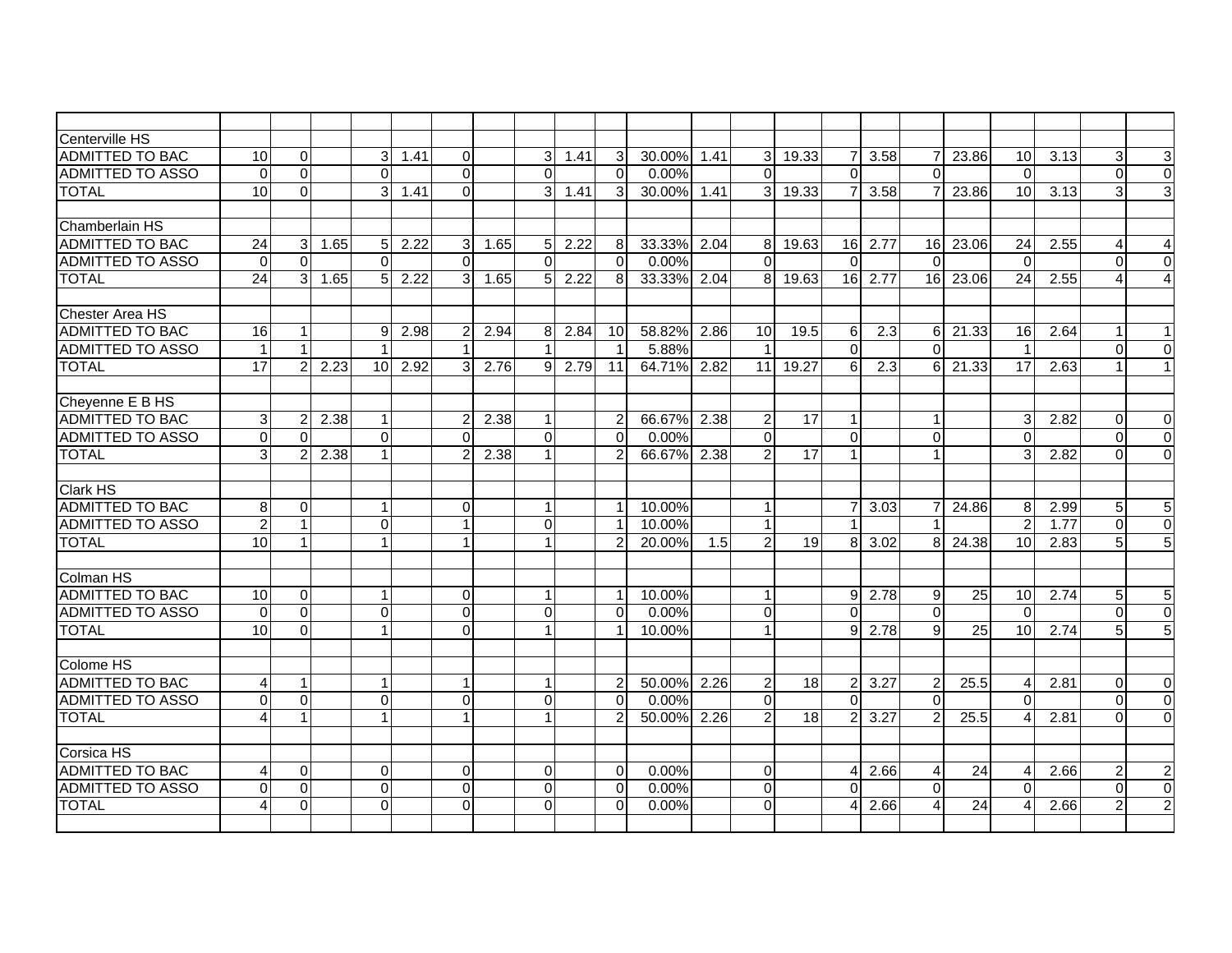| | | | | | | | | | | | | | | | | | | | | | | |
|---|---|---|---|---|---|---|---|---|---|---|---|---|---|---|---|---|---|---|---|---|---|---|
| Centerville HS | | | | | | | | | | | | | | | | | | | | | | |
| ADMITTED TO BAC | 10 | 0 | | 3 | 1.41 | 0 | | 3 | 1.41 | 3 | 30.00% | 1.41 | 3 | 19.33 | 7 | 3.58 | 7 | 23.86 | 10 | 3.13 | 3 | 3 |
| ADMITTED TO ASSO | 0 | 0 | | 0 | | 0 | | 0 | | 0 | 0.00% | | 0 | | 0 | | 0 | | 0 | | 0 | 0 |
| TOTAL | 10 | 0 | | 3 | 1.41 | 0 | | 3 | 1.41 | 3 | 30.00% | 1.41 | 3 | 19.33 | 7 | 3.58 | 7 | 23.86 | 10 | 3.13 | 3 | 3 |
| | | | | | | | | | | | | | | | | | | | | | | |
| Chamberlain HS | | | | | | | | | | | | | | | | | | | | | | |
| ADMITTED TO BAC | 24 | 3 | 1.65 | 5 | 2.22 | 3 | 1.65 | 5 | 2.22 | 8 | 33.33% | 2.04 | 8 | 19.63 | 16 | 2.77 | 16 | 23.06 | 24 | 2.55 | 4 | 4 |
| ADMITTED TO ASSO | 0 | 0 | | 0 | | 0 | | 0 | | 0 | 0.00% | | 0 | | 0 | | 0 | | 0 | | 0 | 0 |
| TOTAL | 24 | 3 | 1.65 | 5 | 2.22 | 3 | 1.65 | 5 | 2.22 | 8 | 33.33% | 2.04 | 8 | 19.63 | 16 | 2.77 | 16 | 23.06 | 24 | 2.55 | 4 | 4 |
| | | | | | | | | | | | | | | | | | | | | | | |
| Chester Area HS | | | | | | | | | | | | | | | | | | | | | | |
| ADMITTED TO BAC | 16 | 1 | | 9 | 2.98 | 2 | 2.94 | 8 | 2.84 | 10 | 58.82% | 2.86 | 10 | 19.5 | 6 | 2.3 | 6 | 21.33 | 16 | 2.64 | 1 | 1 |
| ADMITTED TO ASSO | 1 | 1 | | 1 | | 1 | | 1 | | 1 | 5.88% | | 1 | | 0 | | 0 | | 1 | | 0 | 0 |
| TOTAL | 17 | 2 | 2.23 | 10 | 2.92 | 3 | 2.76 | 9 | 2.79 | 11 | 64.71% | 2.82 | 11 | 19.27 | 6 | 2.3 | 6 | 21.33 | 17 | 2.63 | 1 | 1 |
| | | | | | | | | | | | | | | | | | | | | | | |
| Cheyenne E B HS | | | | | | | | | | | | | | | | | | | | | | |
| ADMITTED TO BAC | 3 | 2 | 2.38 | 1 | | 2 | 2.38 | 1 | | 2 | 66.67% | 2.38 | 2 | 17 | 1 | | 1 | | 3 | 2.82 | 0 | 0 |
| ADMITTED TO ASSO | 0 | 0 | | 0 | | 0 | | 0 | | 0 | 0.00% | | 0 | | 0 | | 0 | | 0 | | 0 | 0 |
| TOTAL | 3 | 2 | 2.38 | 1 | | 2 | 2.38 | 1 | | 2 | 66.67% | 2.38 | 2 | 17 | 1 | | 1 | | 3 | 2.82 | 0 | 0 |
| | | | | | | | | | | | | | | | | | | | | | | |
| Clark HS | | | | | | | | | | | | | | | | | | | | | | |
| ADMITTED TO BAC | 8 | 0 | | 1 | | 0 | | 1 | | 1 | 10.00% | | 1 | | 7 | 3.03 | 7 | 24.86 | 8 | 2.99 | 5 | 5 |
| ADMITTED TO ASSO | 2 | 1 | | 0 | | 1 | | 0 | | 1 | 10.00% | | 1 | | 1 | | 1 | | 2 | 1.77 | 0 | 0 |
| TOTAL | 10 | 1 | | 1 | | 1 | | 1 | | 2 | 20.00% | 1.5 | 2 | 19 | 8 | 3.02 | 8 | 24.38 | 10 | 2.83 | 5 | 5 |
| | | | | | | | | | | | | | | | | | | | | | | |
| Colman HS | | | | | | | | | | | | | | | | | | | | | | |
| ADMITTED TO BAC | 10 | 0 | | 1 | | 0 | | 1 | | 1 | 10.00% | | 1 | | 9 | 2.78 | 9 | 25 | 10 | 2.74 | 5 | 5 |
| ADMITTED TO ASSO | 0 | 0 | | 0 | | 0 | | 0 | | 0 | 0.00% | | 0 | | 0 | | 0 | | 0 | | 0 | 0 |
| TOTAL | 10 | 0 | | 1 | | 0 | | 1 | | 1 | 10.00% | | 1 | | 9 | 2.78 | 9 | 25 | 10 | 2.74 | 5 | 5 |
| | | | | | | | | | | | | | | | | | | | | | | |
| Colome HS | | | | | | | | | | | | | | | | | | | | | | |
| ADMITTED TO BAC | 4 | 1 | | 1 | | 1 | | 1 | | 2 | 50.00% | 2.26 | 2 | 18 | 2 | 3.27 | 2 | 25.5 | 4 | 2.81 | 0 | 0 |
| ADMITTED TO ASSO | 0 | 0 | | 0 | | 0 | | 0 | | 0 | 0.00% | | 0 | | 0 | | 0 | | 0 | | 0 | 0 |
| TOTAL | 4 | 1 | | 1 | | 1 | | 1 | | 2 | 50.00% | 2.26 | 2 | 18 | 2 | 3.27 | 2 | 25.5 | 4 | 2.81 | 0 | 0 |
| | | | | | | | | | | | | | | | | | | | | | | |
| Corsica HS | | | | | | | | | | | | | | | | | | | | | | |
| ADMITTED TO BAC | 4 | 0 | | 0 | | 0 | | 0 | | 0 | 0.00% | | 0 | | 4 | 2.66 | 4 | 24 | 4 | 2.66 | 2 | 2 |
| ADMITTED TO ASSO | 0 | 0 | | 0 | | 0 | | 0 | | 0 | 0.00% | | 0 | | 0 | | 0 | | 0 | | 0 | 0 |
| TOTAL | 4 | 0 | | 0 | | 0 | | 0 | | 0 | 0.00% | | 0 | | 4 | 2.66 | 4 | 24 | 4 | 2.66 | 2 | 2 |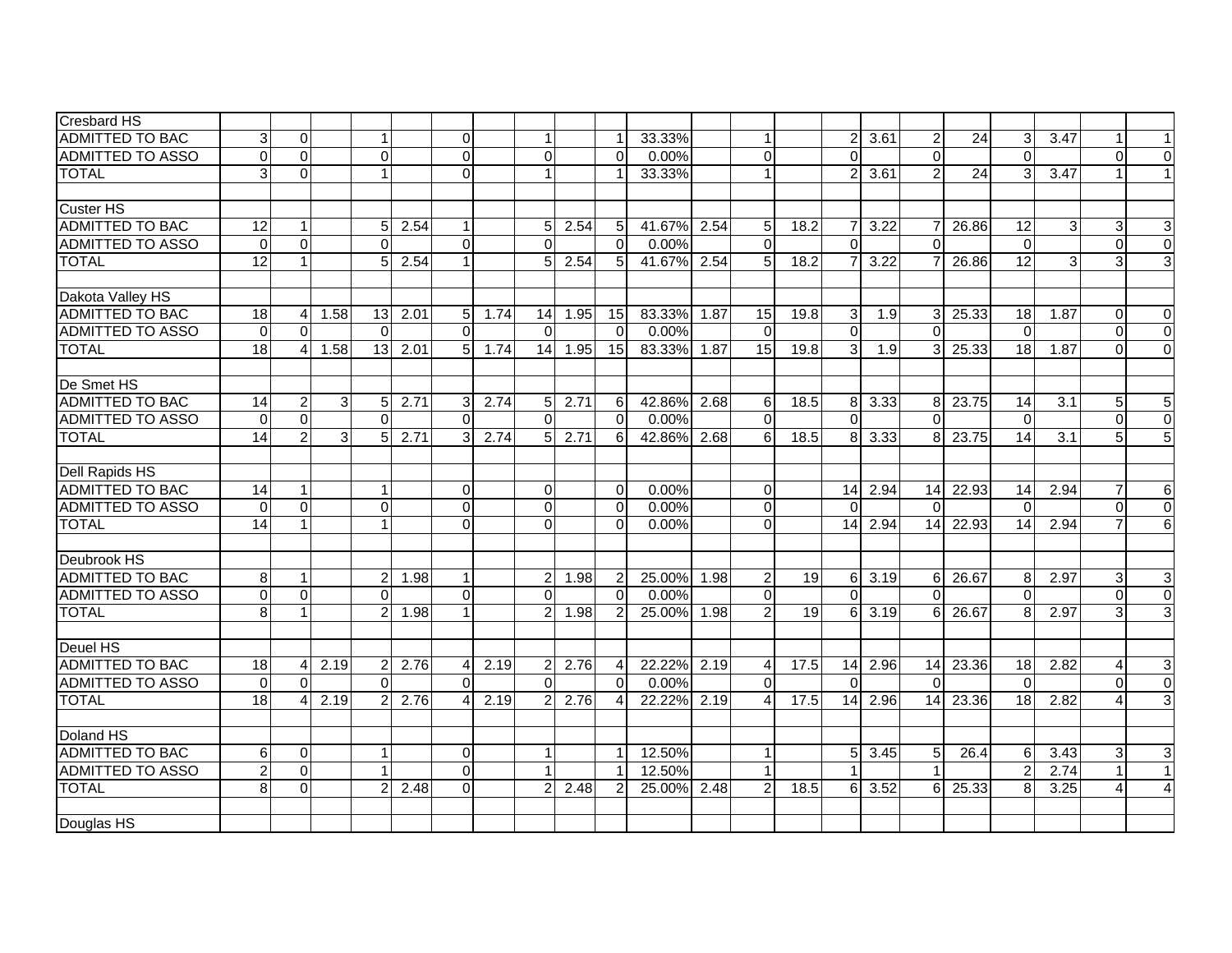| | | | | | | | | | | | | | | | | | | | | | | |
|---|---|---|---|---|---|---|---|---|---|---|---|---|---|---|---|---|---|---|---|---|---|---|
| Cresbard HS | | | | | | | | | | | | | | | | | | | | | | |
| ADMITTED TO BAC | 3 | 0 | | 1 | | 0 | | 1 | | 1 | 33.33% | | 1 | | 2 | 3.61 | 2 | 24 | 3 | 3.47 | 1 | 1 |
| ADMITTED TO ASSO | 0 | 0 | | 0 | | 0 | | 0 | | 0 | 0.00% | | 0 | | 0 | | 0 | | 0 | | 0 | 0 |
| TOTAL | 3 | 0 | | 1 | | 0 | | 1 | | 1 | 33.33% | | 1 | | 2 | 3.61 | 2 | 24 | 3 | 3.47 | 1 | 1 |
| | | | | | | | | | | | | | | | | | | | | | | |
| Custer HS | | | | | | | | | | | | | | | | | | | | | | |
| ADMITTED TO BAC | 12 | 1 | | 5 | 2.54 | 1 | | 5 | 2.54 | 5 | 41.67% | 2.54 | 5 | 18.2 | 7 | 3.22 | 7 | 26.86 | 12 | 3 | 3 | 3 |
| ADMITTED TO ASSO | 0 | 0 | | 0 | | 0 | | 0 | | 0 | 0.00% | | 0 | | 0 | | 0 | | 0 | | 0 | 0 |
| TOTAL | 12 | 1 | | 5 | 2.54 | 1 | | 5 | 2.54 | 5 | 41.67% | 2.54 | 5 | 18.2 | 7 | 3.22 | 7 | 26.86 | 12 | 3 | 3 | 3 |
| | | | | | | | | | | | | | | | | | | | | | | |
| Dakota Valley HS | | | | | | | | | | | | | | | | | | | | | | |
| ADMITTED TO BAC | 18 | 4 | 1.58 | 13 | 2.01 | 5 | 1.74 | 14 | 1.95 | 15 | 83.33% | 1.87 | 15 | 19.8 | 3 | 1.9 | 3 | 25.33 | 18 | 1.87 | 0 | 0 |
| ADMITTED TO ASSO | 0 | 0 | | 0 | | 0 | | 0 | | 0 | 0.00% | | 0 | | 0 | | 0 | | 0 | | 0 | 0 |
| TOTAL | 18 | 4 | 1.58 | 13 | 2.01 | 5 | 1.74 | 14 | 1.95 | 15 | 83.33% | 1.87 | 15 | 19.8 | 3 | 1.9 | 3 | 25.33 | 18 | 1.87 | 0 | 0 |
| | | | | | | | | | | | | | | | | | | | | | | |
| De Smet HS | | | | | | | | | | | | | | | | | | | | | | |
| ADMITTED TO BAC | 14 | 2 | 3 | 5 | 2.71 | 3 | 2.74 | 5 | 2.71 | 6 | 42.86% | 2.68 | 6 | 18.5 | 8 | 3.33 | 8 | 23.75 | 14 | 3.1 | 5 | 5 |
| ADMITTED TO ASSO | 0 | 0 | | 0 | | 0 | | 0 | | 0 | 0.00% | | 0 | | 0 | | 0 | | 0 | | 0 | 0 |
| TOTAL | 14 | 2 | 3 | 5 | 2.71 | 3 | 2.74 | 5 | 2.71 | 6 | 42.86% | 2.68 | 6 | 18.5 | 8 | 3.33 | 8 | 23.75 | 14 | 3.1 | 5 | 5 |
| | | | | | | | | | | | | | | | | | | | | | | |
| Dell Rapids HS | | | | | | | | | | | | | | | | | | | | | | |
| ADMITTED TO BAC | 14 | 1 | | 1 | | 0 | | 0 | | 0 | 0.00% | | 0 | | 14 | 2.94 | 14 | 22.93 | 14 | 2.94 | 7 | 6 |
| ADMITTED TO ASSO | 0 | 0 | | 0 | | 0 | | 0 | | 0 | 0.00% | | 0 | | 0 | | 0 | | 0 | | 0 | 0 |
| TOTAL | 14 | 1 | | 1 | | 0 | | 0 | | 0 | 0.00% | | 0 | | 14 | 2.94 | 14 | 22.93 | 14 | 2.94 | 7 | 6 |
| | | | | | | | | | | | | | | | | | | | | | | |
| Deubrook HS | | | | | | | | | | | | | | | | | | | | | | |
| ADMITTED TO BAC | 8 | 1 | | 2 | 1.98 | 1 | | 2 | 1.98 | 2 | 25.00% | 1.98 | 2 | 19 | 6 | 3.19 | 6 | 26.67 | 8 | 2.97 | 3 | 3 |
| ADMITTED TO ASSO | 0 | 0 | | 0 | | 0 | | 0 | | 0 | 0.00% | | 0 | | 0 | | 0 | | 0 | | 0 | 0 |
| TOTAL | 8 | 1 | | 2 | 1.98 | 1 | | 2 | 1.98 | 2 | 25.00% | 1.98 | 2 | 19 | 6 | 3.19 | 6 | 26.67 | 8 | 2.97 | 3 | 3 |
| | | | | | | | | | | | | | | | | | | | | | | |
| Deuel HS | | | | | | | | | | | | | | | | | | | | | | |
| ADMITTED TO BAC | 18 | 4 | 2.19 | 2 | 2.76 | 4 | 2.19 | 2 | 2.76 | 4 | 22.22% | 2.19 | 4 | 17.5 | 14 | 2.96 | 14 | 23.36 | 18 | 2.82 | 4 | 3 |
| ADMITTED TO ASSO | 0 | 0 | | 0 | | 0 | | 0 | | 0 | 0.00% | | 0 | | 0 | | 0 | | 0 | | 0 | 0 |
| TOTAL | 18 | 4 | 2.19 | 2 | 2.76 | 4 | 2.19 | 2 | 2.76 | 4 | 22.22% | 2.19 | 4 | 17.5 | 14 | 2.96 | 14 | 23.36 | 18 | 2.82 | 4 | 3 |
| | | | | | | | | | | | | | | | | | | | | | | |
| Doland HS | | | | | | | | | | | | | | | | | | | | | | |
| ADMITTED TO BAC | 6 | 0 | | 1 | | 0 | | 1 | | 1 | 12.50% | | 1 | | 5 | 3.45 | 5 | 26.4 | 6 | 3.43 | 3 | 3 |
| ADMITTED TO ASSO | 2 | 0 | | 1 | | 0 | | 1 | | 1 | 12.50% | | 1 | | 1 | | 1 | | 2 | 2.74 | 1 | 1 |
| TOTAL | 8 | 0 | | 2 | 2.48 | 0 | | 2 | 2.48 | 2 | 25.00% | 2.48 | 2 | 18.5 | 6 | 3.52 | 6 | 25.33 | 8 | 3.25 | 4 | 4 |
| | | | | | | | | | | | | | | | | | | | | | | |
| Douglas HS | | | | | | | | | | | | | | | | | | | | | | |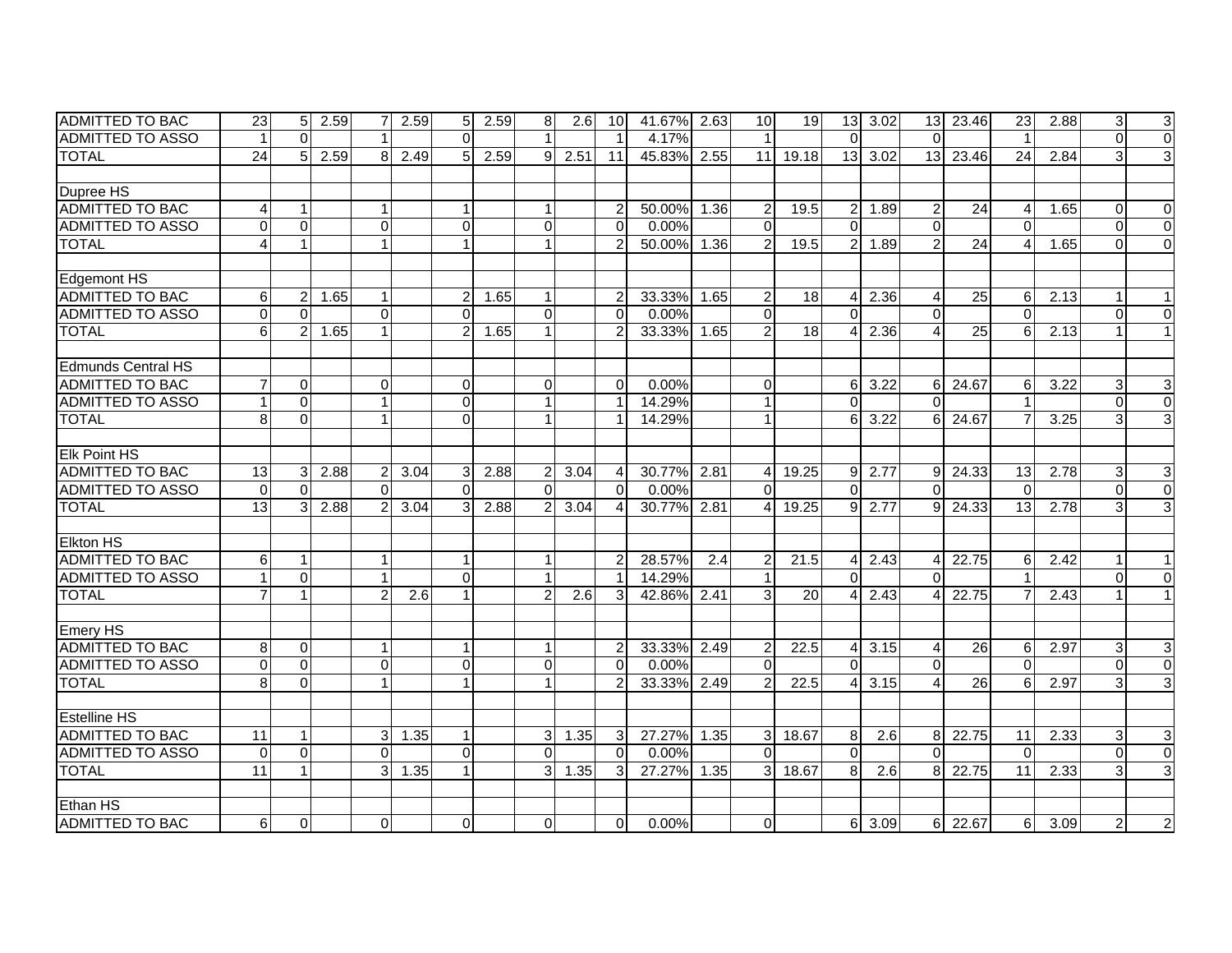| | | | | | | | | | | | | | | | | | | | | | | |
|---|---|---|---|---|---|---|---|---|---|---|---|---|---|---|---|---|---|---|---|---|---|---|
| ADMITTED TO BAC | 23 | 5 | 2.59 | 7 | 2.59 | 5 | 2.59 | 8 | 2.6 | 10 | 41.67% | 2.63 | 10 | 19 | 13 | 3.02 | 13 | 23.46 | 23 | 2.88 | 3 | 3 |
| ADMITTED TO ASSO | 1 | 0 | | 1 | | 0 | | 1 | | 1 | 4.17% | | 1 | | 0 | | 0 | | 1 | | 0 | 0 |
| TOTAL | 24 | 5 | 2.59 | 8 | 2.49 | 5 | 2.59 | 9 | 2.51 | 11 | 45.83% | 2.55 | 11 | 19.18 | 13 | 3.02 | 13 | 23.46 | 24 | 2.84 | 3 | 3 |
| | | | | | | | | | | | | | | | | | | | | | | |
| Dupree HS | | | | | | | | | | | | | | | | | | | | | | |
| ADMITTED TO BAC | 4 | 1 | | 1 | | 1 | | 1 | | 2 | 50.00% | 1.36 | 2 | 19.5 | 2 | 1.89 | 2 | 24 | 4 | 1.65 | 0 | 0 |
| ADMITTED TO ASSO | 0 | 0 | | 0 | | 0 | | 0 | | 0 | 0.00% | | 0 | | 0 | | 0 | | 0 | | 0 | 0 |
| TOTAL | 4 | 1 | | 1 | | 1 | | 1 | | 2 | 50.00% | 1.36 | 2 | 19.5 | 2 | 1.89 | 2 | 24 | 4 | 1.65 | 0 | 0 |
| | | | | | | | | | | | | | | | | | | | | | | |
| Edgemont HS | | | | | | | | | | | | | | | | | | | | | | |
| ADMITTED TO BAC | 6 | 2 | 1.65 | 1 | | 2 | 1.65 | 1 | | 2 | 33.33% | 1.65 | 2 | 18 | 4 | 2.36 | 4 | 25 | 6 | 2.13 | 1 | 1 |
| ADMITTED TO ASSO | 0 | 0 | | 0 | | 0 | | 0 | | 0 | 0.00% | | 0 | | 0 | | 0 | | 0 | | 0 | 0 |
| TOTAL | 6 | 2 | 1.65 | 1 | | 2 | 1.65 | 1 | | 2 | 33.33% | 1.65 | 2 | 18 | 4 | 2.36 | 4 | 25 | 6 | 2.13 | 1 | 1 |
| | | | | | | | | | | | | | | | | | | | | | | |
| Edmunds Central HS | | | | | | | | | | | | | | | | | | | | | | |
| ADMITTED TO BAC | 7 | 0 | | 0 | | 0 | | 0 | | 0 | 0.00% | | 0 | | 6 | 3.22 | 6 | 24.67 | 6 | 3.22 | 3 | 3 |
| ADMITTED TO ASSO | 1 | 0 | | 1 | | 0 | | 1 | | 1 | 14.29% | | 1 | | 0 | | 0 | | 1 | | 0 | 0 |
| TOTAL | 8 | 0 | | 1 | | 0 | | 1 | | 1 | 14.29% | | 1 | | 6 | 3.22 | 6 | 24.67 | 7 | 3.25 | 3 | 3 |
| | | | | | | | | | | | | | | | | | | | | | | |
| Elk Point HS | | | | | | | | | | | | | | | | | | | | | | |
| ADMITTED TO BAC | 13 | 3 | 2.88 | 2 | 3.04 | 3 | 2.88 | 2 | 3.04 | 4 | 30.77% | 2.81 | 4 | 19.25 | 9 | 2.77 | 9 | 24.33 | 13 | 2.78 | 3 | 3 |
| ADMITTED TO ASSO | 0 | 0 | | 0 | | 0 | | 0 | | 0 | 0.00% | | 0 | | 0 | | 0 | | 0 | | 0 | 0 |
| TOTAL | 13 | 3 | 2.88 | 2 | 3.04 | 3 | 2.88 | 2 | 3.04 | 4 | 30.77% | 2.81 | 4 | 19.25 | 9 | 2.77 | 9 | 24.33 | 13 | 2.78 | 3 | 3 |
| | | | | | | | | | | | | | | | | | | | | | | |
| Elkton HS | | | | | | | | | | | | | | | | | | | | | | |
| ADMITTED TO BAC | 6 | 1 | | 1 | | 1 | | 1 | | 2 | 28.57% | 2.4 | 2 | 21.5 | 4 | 2.43 | 4 | 22.75 | 6 | 2.42 | 1 | 1 |
| ADMITTED TO ASSO | 1 | 0 | | 1 | | 0 | | 1 | | 1 | 14.29% | | 1 | | 0 | | 0 | | 1 | | 0 | 0 |
| TOTAL | 7 | 1 | | 2 | 2.6 | 1 | | 2 | 2.6 | 3 | 42.86% | 2.41 | 3 | 20 | 4 | 2.43 | 4 | 22.75 | 7 | 2.43 | 1 | 1 |
| | | | | | | | | | | | | | | | | | | | | | | |
| Emery HS | | | | | | | | | | | | | | | | | | | | | | |
| ADMITTED TO BAC | 8 | 0 | | 1 | | 1 | | 1 | | 2 | 33.33% | 2.49 | 2 | 22.5 | 4 | 3.15 | 4 | 26 | 6 | 2.97 | 3 | 3 |
| ADMITTED TO ASSO | 0 | 0 | | 0 | | 0 | | 0 | | 0 | 0.00% | | 0 | | 0 | | 0 | | 0 | | 0 | 0 |
| TOTAL | 8 | 0 | | 1 | | 1 | | 1 | | 2 | 33.33% | 2.49 | 2 | 22.5 | 4 | 3.15 | 4 | 26 | 6 | 2.97 | 3 | 3 |
| | | | | | | | | | | | | | | | | | | | | | | |
| Estelline HS | | | | | | | | | | | | | | | | | | | | | | |
| ADMITTED TO BAC | 11 | 1 | | 3 | 1.35 | 1 | | 3 | 1.35 | 3 | 27.27% | 1.35 | 3 | 18.67 | 8 | 2.6 | 8 | 22.75 | 11 | 2.33 | 3 | 3 |
| ADMITTED TO ASSO | 0 | 0 | | 0 | | 0 | | 0 | | 0 | 0.00% | | 0 | | 0 | | 0 | | 0 | | 0 | 0 |
| TOTAL | 11 | 1 | | 3 | 1.35 | 1 | | 3 | 1.35 | 3 | 27.27% | 1.35 | 3 | 18.67 | 8 | 2.6 | 8 | 22.75 | 11 | 2.33 | 3 | 3 |
| | | | | | | | | | | | | | | | | | | | | | | |
| Ethan HS | | | | | | | | | | | | | | | | | | | | | | |
| ADMITTED TO BAC | 6 | 0 | | 0 | | 0 | | 0 | | 0 | 0.00% | | 0 | | 6 | 3.09 | 6 | 22.67 | 6 | 3.09 | 2 | 2 |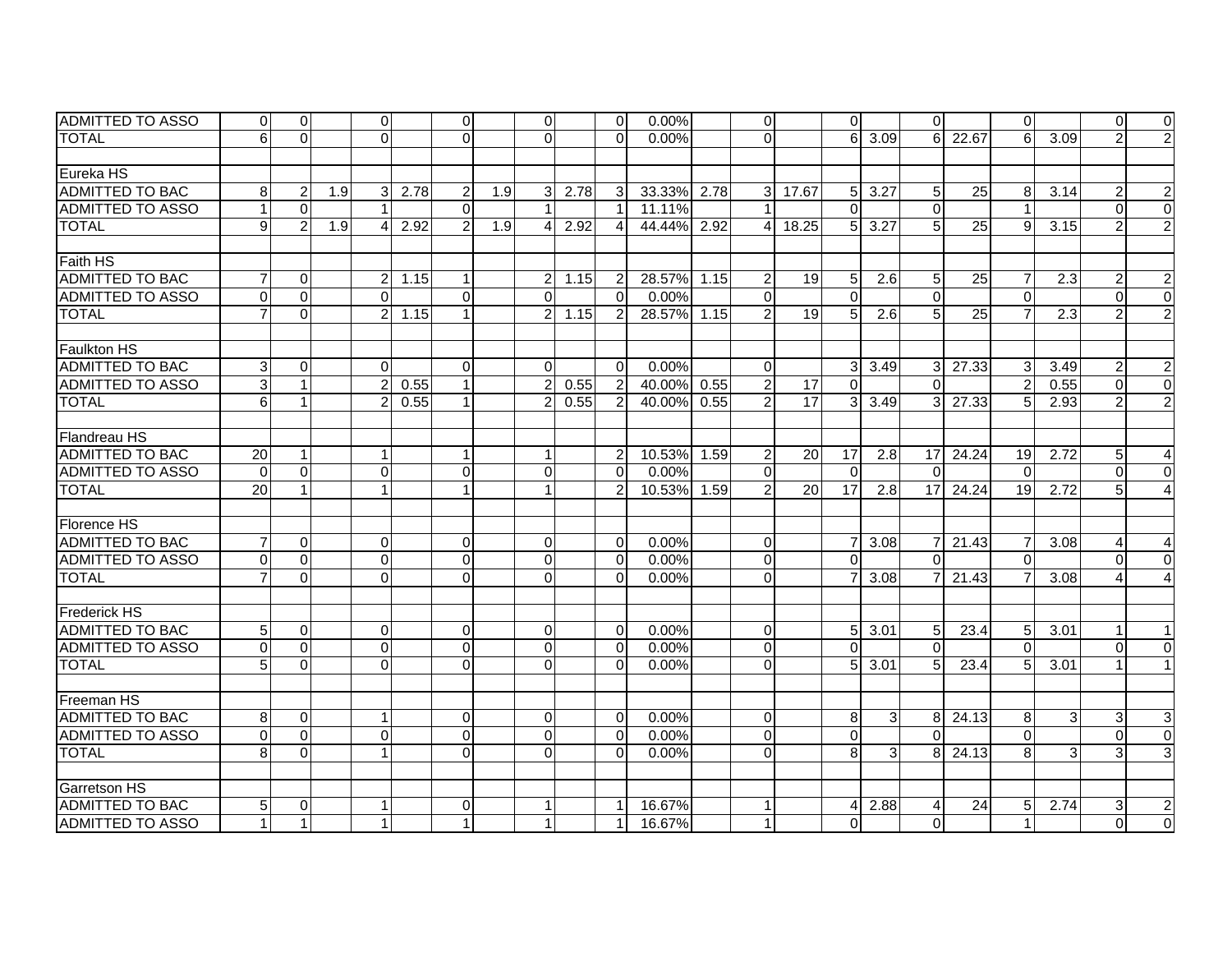| | | | | | | | | | | | | | | | | | | | | | | |
|---|---|---|---|---|---|---|---|---|---|---|---|---|---|---|---|---|---|---|---|---|---|---|
| ADMITTED TO ASSO | 0 | 0 | | 0 | | 0 | | 0 | | 0 | 0.00% | | 0 | | 0 | | 0 | | 0 | | 0 | 0 |
| TOTAL | 6 | 0 | | 0 | | 0 | | 0 | | 0 | 0.00% | | 0 | | 6 | 3.09 | 6 | 22.67 | 6 | 3.09 | 2 | 2 |
| | | | | | | | | | | | | | | | | | | | | | | |
| Eureka HS | | | | | | | | | | | | | | | | | | | | | | |
| ADMITTED TO BAC | 8 | 2 | 1.9 | 3 | 2.78 | 2 | 1.9 | 3 | 2.78 | 3 | 33.33% | 2.78 | 3 | 17.67 | 5 | 3.27 | 5 | 25 | 8 | 3.14 | 2 | 2 |
| ADMITTED TO ASSO | 1 | 0 | | 1 | | 0 | | 1 | | 1 | 11.11% | | 1 | | 0 | | 0 | | 1 | | 0 | 0 |
| TOTAL | 9 | 2 | 1.9 | 4 | 2.92 | 2 | 1.9 | 4 | 2.92 | 4 | 44.44% | 2.92 | 4 | 18.25 | 5 | 3.27 | 5 | 25 | 9 | 3.15 | 2 | 2 |
| | | | | | | | | | | | | | | | | | | | | | | |
| Faith HS | | | | | | | | | | | | | | | | | | | | | | |
| ADMITTED TO BAC | 7 | 0 | | 2 | 1.15 | 1 | | 2 | 1.15 | 2 | 28.57% | 1.15 | 2 | 19 | 5 | 2.6 | 5 | 25 | 7 | 2.3 | 2 | 2 |
| ADMITTED TO ASSO | 0 | 0 | | 0 | | 0 | | 0 | | 0 | 0.00% | | 0 | | 0 | | 0 | | 0 | | 0 | 0 |
| TOTAL | 7 | 0 | | 2 | 1.15 | 1 | | 2 | 1.15 | 2 | 28.57% | 1.15 | 2 | 19 | 5 | 2.6 | 5 | 25 | 7 | 2.3 | 2 | 2 |
| | | | | | | | | | | | | | | | | | | | | | | |
| Faulkton HS | | | | | | | | | | | | | | | | | | | | | | |
| ADMITTED TO BAC | 3 | 0 | | 0 | | 0 | | 0 | | 0 | 0.00% | | 0 | | 3 | 3.49 | 3 | 27.33 | 3 | 3.49 | 2 | 2 |
| ADMITTED TO ASSO | 3 | 1 | | 2 | 0.55 | 1 | | 2 | 0.55 | 2 | 40.00% | 0.55 | 2 | 17 | 0 | | 0 | | 2 | 0.55 | 0 | 0 |
| TOTAL | 6 | 1 | | 2 | 0.55 | 1 | | 2 | 0.55 | 2 | 40.00% | 0.55 | 2 | 17 | 3 | 3.49 | 3 | 27.33 | 5 | 2.93 | 2 | 2 |
| | | | | | | | | | | | | | | | | | | | | | | |
| Flandreau HS | | | | | | | | | | | | | | | | | | | | | | |
| ADMITTED TO BAC | 20 | 1 | | 1 | | 1 | | 1 | | 2 | 10.53% | 1.59 | 2 | 20 | 17 | 2.8 | 17 | 24.24 | 19 | 2.72 | 5 | 4 |
| ADMITTED TO ASSO | 0 | 0 | | 0 | | 0 | | 0 | | 0 | 0.00% | | 0 | | 0 | | 0 | | 0 | | 0 | 0 |
| TOTAL | 20 | 1 | | 1 | | 1 | | 1 | | 2 | 10.53% | 1.59 | 2 | 20 | 17 | 2.8 | 17 | 24.24 | 19 | 2.72 | 5 | 4 |
| | | | | | | | | | | | | | | | | | | | | | | |
| Florence HS | | | | | | | | | | | | | | | | | | | | | | |
| ADMITTED TO BAC | 7 | 0 | | 0 | | 0 | | 0 | | 0 | 0.00% | | 0 | | 7 | 3.08 | 7 | 21.43 | 7 | 3.08 | 4 | 4 |
| ADMITTED TO ASSO | 0 | 0 | | 0 | | 0 | | 0 | | 0 | 0.00% | | 0 | | 0 | | 0 | | 0 | | 0 | 0 |
| TOTAL | 7 | 0 | | 0 | | 0 | | 0 | | 0 | 0.00% | | 0 | | 7 | 3.08 | 7 | 21.43 | 7 | 3.08 | 4 | 4 |
| | | | | | | | | | | | | | | | | | | | | | | |
| Frederick HS | | | | | | | | | | | | | | | | | | | | | | |
| ADMITTED TO BAC | 5 | 0 | | 0 | | 0 | | 0 | | 0 | 0.00% | | 0 | | 5 | 3.01 | 5 | 23.4 | 5 | 3.01 | 1 | 1 |
| ADMITTED TO ASSO | 0 | 0 | | 0 | | 0 | | 0 | | 0 | 0.00% | | 0 | | 0 | | 0 | | 0 | | 0 | 0 |
| TOTAL | 5 | 0 | | 0 | | 0 | | 0 | | 0 | 0.00% | | 0 | | 5 | 3.01 | 5 | 23.4 | 5 | 3.01 | 1 | 1 |
| | | | | | | | | | | | | | | | | | | | | | | |
| Freeman HS | | | | | | | | | | | | | | | | | | | | | | |
| ADMITTED TO BAC | 8 | 0 | | 1 | | 0 | | 0 | | 0 | 0.00% | | 0 | | 8 | 3 | 8 | 24.13 | 8 | 3 | 3 | 3 |
| ADMITTED TO ASSO | 0 | 0 | | 0 | | 0 | | 0 | | 0 | 0.00% | | 0 | | 0 | | 0 | | 0 | | 0 | 0 |
| TOTAL | 8 | 0 | | 1 | | 0 | | 0 | | 0 | 0.00% | | 0 | | 8 | 3 | 8 | 24.13 | 8 | 3 | 3 | 3 |
| | | | | | | | | | | | | | | | | | | | | | | |
| Garretson HS | | | | | | | | | | | | | | | | | | | | | | |
| ADMITTED TO BAC | 5 | 0 | | 1 | | 0 | | 1 | | 1 | 16.67% | | 1 | | 4 | 2.88 | 4 | 24 | 5 | 2.74 | 3 | 2 |
| ADMITTED TO ASSO | 1 | 1 | | 1 | | 1 | | 1 | | 1 | 16.67% | | 1 | | 0 | | 0 | | 1 | | 0 | 0 |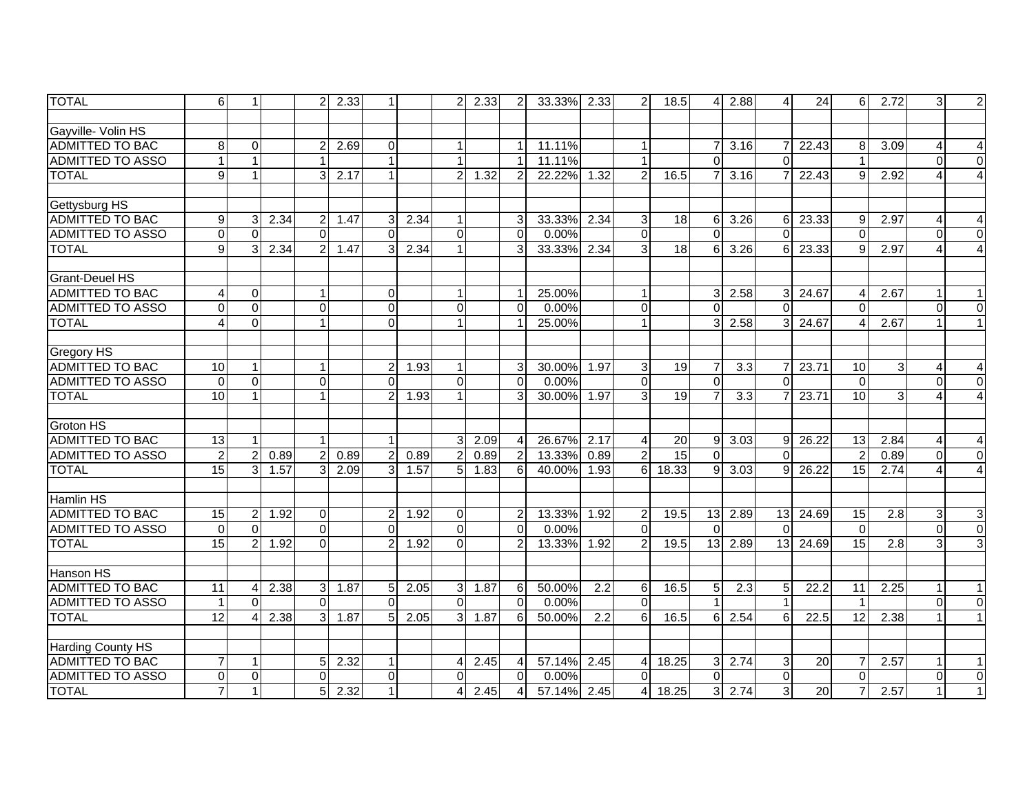| | | | | | | | | | | | | | | | | | | | | | |
|---|---|---|---|---|---|---|---|---|---|---|---|---|---|---|---|---|---|---|---|---|---|---|
| TOTAL | 6 | 1 | | 2 | 2.33 | 1 | | 2 | 2.33 | 2 | 33.33% | 2.33 | 2 | 18.5 | 4 | 2.88 | 4 | 24 | 6 | 2.72 | 3 | 2 |
| | | | | | | | | | | | | | | | | | | | | | | |
| Gayville- Volin HS | | | | | | | | | | | | | | | | | | | | | | |
| ADMITTED TO BAC | 8 | 0 | | 2 | 2.69 | 0 | | 1 | | 1 | 11.11% | | 1 | | 7 | 3.16 | 7 | 22.43 | 8 | 3.09 | 4 | 4 |
| ADMITTED TO ASSO | 1 | 1 | | 1 | | 1 | | 1 | | 1 | 11.11% | | 1 | | 0 | | 0 | | 1 | | 0 | 0 |
| TOTAL | 9 | 1 | | 3 | 2.17 | 1 | | 2 | 1.32 | 2 | 22.22% | 1.32 | 2 | 16.5 | 7 | 3.16 | 7 | 22.43 | 9 | 2.92 | 4 | 4 |
| | | | | | | | | | | | | | | | | | | | | | | |
| Gettysburg HS | | | | | | | | | | | | | | | | | | | | | | |
| ADMITTED TO BAC | 9 | 3 | 2.34 | 2 | 1.47 | 3 | 2.34 | 1 | | 3 | 33.33% | 2.34 | 3 | 18 | 6 | 3.26 | 6 | 23.33 | 9 | 2.97 | 4 | 4 |
| ADMITTED TO ASSO | 0 | 0 | | 0 | | 0 | | 0 | | 0 | 0.00% | | 0 | | 0 | | 0 | | 0 | | 0 | 0 |
| TOTAL | 9 | 3 | 2.34 | 2 | 1.47 | 3 | 2.34 | 1 | | 3 | 33.33% | 2.34 | 3 | 18 | 6 | 3.26 | 6 | 23.33 | 9 | 2.97 | 4 | 4 |
| | | | | | | | | | | | | | | | | | | | | | | |
| Grant-Deuel HS | | | | | | | | | | | | | | | | | | | | | | |
| ADMITTED TO BAC | 4 | 0 | | 1 | | 0 | | 1 | | 1 | 25.00% | | 1 | | 3 | 2.58 | 3 | 24.67 | 4 | 2.67 | 1 | 1 |
| ADMITTED TO ASSO | 0 | 0 | | 0 | | 0 | | 0 | | 0 | 0.00% | | 0 | | 0 | | 0 | | 0 | | 0 | 0 |
| TOTAL | 4 | 0 | | 1 | | 0 | | 1 | | 1 | 25.00% | | 1 | | 3 | 2.58 | 3 | 24.67 | 4 | 2.67 | 1 | 1 |
| | | | | | | | | | | | | | | | | | | | | | | |
| Gregory HS | | | | | | | | | | | | | | | | | | | | | | |
| ADMITTED TO BAC | 10 | 1 | | 1 | | 2 | 1.93 | 1 | | 3 | 30.00% | 1.97 | 3 | 19 | 7 | 3.3 | 7 | 23.71 | 10 | 3 | 4 | 4 |
| ADMITTED TO ASSO | 0 | 0 | | 0 | | 0 | | 0 | | 0 | 0.00% | | 0 | | 0 | | 0 | | 0 | | 0 | 0 |
| TOTAL | 10 | 1 | | 1 | | 2 | 1.93 | 1 | | 3 | 30.00% | 1.97 | 3 | 19 | 7 | 3.3 | 7 | 23.71 | 10 | 3 | 4 | 4 |
| | | | | | | | | | | | | | | | | | | | | | | |
| Groton HS | | | | | | | | | | | | | | | | | | | | | | |
| ADMITTED TO BAC | 13 | 1 | | 1 | | 1 | | 3 | 2.09 | 4 | 26.67% | 2.17 | 4 | 20 | 9 | 3.03 | 9 | 26.22 | 13 | 2.84 | 4 | 4 |
| ADMITTED TO ASSO | 2 | 2 | 0.89 | 2 | 0.89 | 2 | 0.89 | 2 | 0.89 | 2 | 13.33% | 0.89 | 2 | 15 | 0 | | 0 | | 2 | 0.89 | 0 | 0 |
| TOTAL | 15 | 3 | 1.57 | 3 | 2.09 | 3 | 1.57 | 5 | 1.83 | 6 | 40.00% | 1.93 | 6 | 18.33 | 9 | 3.03 | 9 | 26.22 | 15 | 2.74 | 4 | 4 |
| | | | | | | | | | | | | | | | | | | | | | | |
| Hamlin HS | | | | | | | | | | | | | | | | | | | | | | |
| ADMITTED TO BAC | 15 | 2 | 1.92 | 0 | | 2 | 1.92 | 0 | | 2 | 13.33% | 1.92 | 2 | 19.5 | 13 | 2.89 | 13 | 24.69 | 15 | 2.8 | 3 | 3 |
| ADMITTED TO ASSO | 0 | 0 | | 0 | | 0 | | 0 | | 0 | 0.00% | | 0 | | 0 | | 0 | | 0 | | 0 | 0 |
| TOTAL | 15 | 2 | 1.92 | 0 | | 2 | 1.92 | 0 | | 2 | 13.33% | 1.92 | 2 | 19.5 | 13 | 2.89 | 13 | 24.69 | 15 | 2.8 | 3 | 3 |
| | | | | | | | | | | | | | | | | | | | | | | |
| Hanson HS | | | | | | | | | | | | | | | | | | | | | | |
| ADMITTED TO BAC | 11 | 4 | 2.38 | 3 | 1.87 | 5 | 2.05 | 3 | 1.87 | 6 | 50.00% | 2.2 | 6 | 16.5 | 5 | 2.3 | 5 | 22.2 | 11 | 2.25 | 1 | 1 |
| ADMITTED TO ASSO | 1 | 0 | | 0 | | 0 | | 0 | | 0 | 0.00% | | 0 | | 1 | | 1 | | 1 | | 0 | 0 |
| TOTAL | 12 | 4 | 2.38 | 3 | 1.87 | 5 | 2.05 | 3 | 1.87 | 6 | 50.00% | 2.2 | 6 | 16.5 | 6 | 2.54 | 6 | 22.5 | 12 | 2.38 | 1 | 1 |
| | | | | | | | | | | | | | | | | | | | | | | |
| Harding County HS | | | | | | | | | | | | | | | | | | | | | | |
| ADMITTED TO BAC | 7 | 1 | | 5 | 2.32 | 1 | | 4 | 2.45 | 4 | 57.14% | 2.45 | 4 | 18.25 | 3 | 2.74 | 3 | 20 | 7 | 2.57 | 1 | 1 |
| ADMITTED TO ASSO | 0 | 0 | | 0 | | 0 | | 0 | | 0 | 0.00% | | 0 | | 0 | | 0 | | 0 | | 0 | 0 |
| TOTAL | 7 | 1 | | 5 | 2.32 | 1 | | 4 | 2.45 | 4 | 57.14% | 2.45 | 4 | 18.25 | 3 | 2.74 | 3 | 20 | 7 | 2.57 | 1 | 1 |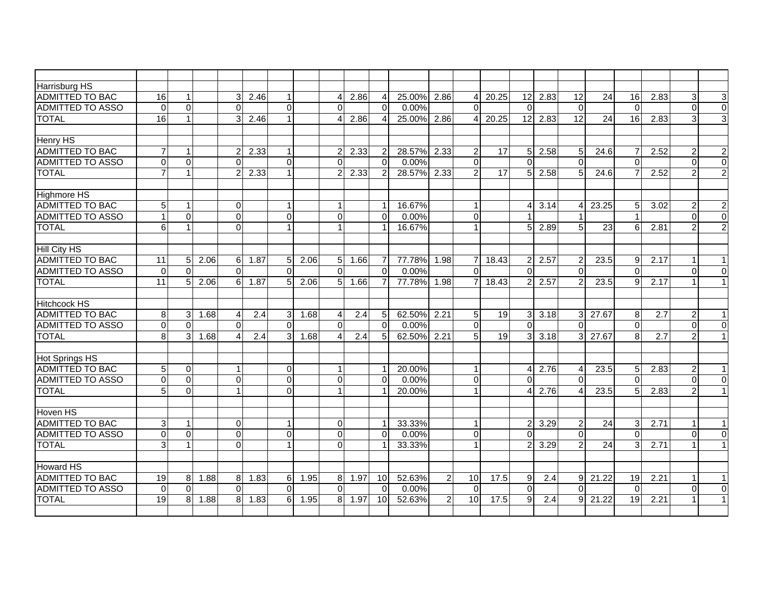| | | | | | | | | | | | | | | | | | | | | | |
|---|---|---|---|---|---|---|---|---|---|---|---|---|---|---|---|---|---|---|---|---|---|
| Harrisburg HS | | | | | | | | | | | | | | | | | | | | | |
| ADMITTED TO BAC | 16 | 1 | | 3 | 2.46 | 1 | | 4 | 2.86 | 4 | 25.00% | 2.86 | 4 | 20.25 | 12 | 2.83 | 12 | 24 | 16 | 2.83 | 3 | 3 |
| ADMITTED TO ASSO | 0 | 0 | | 0 | | 0 | | 0 | | 0 | 0.00% | | 0 | | 0 | | 0 | | 0 | | 0 | 0 |
| TOTAL | 16 | 1 | | 3 | 2.46 | 1 | | 4 | 2.86 | 4 | 25.00% | 2.86 | 4 | 20.25 | 12 | 2.83 | 12 | 24 | 16 | 2.83 | 3 | 3 |
| | | | | | | | | | | | | | | | | | | | | | | |
| Henry HS | | | | | | | | | | | | | | | | | | | | | | |
| ADMITTED TO BAC | 7 | 1 | | 2 | 2.33 | 1 | | 2 | 2.33 | 2 | 28.57% | 2.33 | 2 | 17 | 5 | 2.58 | 5 | 24.6 | 7 | 2.52 | 2 | 2 |
| ADMITTED TO ASSO | 0 | 0 | | 0 | | 0 | | 0 | | 0 | 0.00% | | 0 | | 0 | | 0 | | 0 | | 0 | 0 |
| TOTAL | 7 | 1 | | 2 | 2.33 | 1 | | 2 | 2.33 | 2 | 28.57% | 2.33 | 2 | 17 | 5 | 2.58 | 5 | 24.6 | 7 | 2.52 | 2 | 2 |
| | | | | | | | | | | | | | | | | | | | | | | |
| Highmore HS | | | | | | | | | | | | | | | | | | | | | | |
| ADMITTED TO BAC | 5 | 1 | | 0 | | 1 | | 1 | | 1 | 16.67% | | 1 | | 4 | 3.14 | 4 | 23.25 | 5 | 3.02 | 2 | 2 |
| ADMITTED TO ASSO | 1 | 0 | | 0 | | 0 | | 0 | | 0 | 0.00% | | 0 | | 1 | | 1 | | 1 | | 0 | 0 |
| TOTAL | 6 | 1 | | 0 | | 1 | | 1 | | 1 | 16.67% | | 1 | | 5 | 2.89 | 5 | 23 | 6 | 2.81 | 2 | 2 |
| | | | | | | | | | | | | | | | | | | | | | | |
| Hill City HS | | | | | | | | | | | | | | | | | | | | | | |
| ADMITTED TO BAC | 11 | 5 | 2.06 | 6 | 1.87 | 5 | 2.06 | 5 | 1.66 | 7 | 77.78% | 1.98 | 7 | 18.43 | 2 | 2.57 | 2 | 23.5 | 9 | 2.17 | 1 | 1 |
| ADMITTED TO ASSO | 0 | 0 | | 0 | | 0 | | 0 | | 0 | 0.00% | | 0 | | 0 | | 0 | | 0 | | 0 | 0 |
| TOTAL | 11 | 5 | 2.06 | 6 | 1.87 | 5 | 2.06 | 5 | 1.66 | 7 | 77.78% | 1.98 | 7 | 18.43 | 2 | 2.57 | 2 | 23.5 | 9 | 2.17 | 1 | 1 |
| | | | | | | | | | | | | | | | | | | | | | | |
| Hitchcock HS | | | | | | | | | | | | | | | | | | | | | | |
| ADMITTED TO BAC | 8 | 3 | 1.68 | 4 | 2.4 | 3 | 1.68 | 4 | 2.4 | 5 | 62.50% | 2.21 | 5 | 19 | 3 | 3.18 | 3 | 27.67 | 8 | 2.7 | 2 | 1 |
| ADMITTED TO ASSO | 0 | 0 | | 0 | | 0 | | 0 | | 0 | 0.00% | | 0 | | 0 | | 0 | | 0 | | 0 | 0 |
| TOTAL | 8 | 3 | 1.68 | 4 | 2.4 | 3 | 1.68 | 4 | 2.4 | 5 | 62.50% | 2.21 | 5 | 19 | 3 | 3.18 | 3 | 27.67 | 8 | 2.7 | 2 | 1 |
| | | | | | | | | | | | | | | | | | | | | | | |
| Hot Springs HS | | | | | | | | | | | | | | | | | | | | | | |
| ADMITTED TO BAC | 5 | 0 | | 1 | | 0 | | 1 | | 1 | 20.00% | | 1 | | 4 | 2.76 | 4 | 23.5 | 5 | 2.83 | 2 | 1 |
| ADMITTED TO ASSO | 0 | 0 | | 0 | | 0 | | 0 | | 0 | 0.00% | | 0 | | 0 | | 0 | | 0 | | 0 | 0 |
| TOTAL | 5 | 0 | | 1 | | 0 | | 1 | | 1 | 20.00% | | 1 | | 4 | 2.76 | 4 | 23.5 | 5 | 2.83 | 2 | 1 |
| | | | | | | | | | | | | | | | | | | | | | | |
| Hoven HS | | | | | | | | | | | | | | | | | | | | | | |
| ADMITTED TO BAC | 3 | 1 | | 0 | | 1 | | 0 | | 1 | 33.33% | | 1 | | 2 | 3.29 | 2 | 24 | 3 | 2.71 | 1 | 1 |
| ADMITTED TO ASSO | 0 | 0 | | 0 | | 0 | | 0 | | 0 | 0.00% | | 0 | | 0 | | 0 | | 0 | | 0 | 0 |
| TOTAL | 3 | 1 | | 0 | | 1 | | 0 | | 1 | 33.33% | | 1 | | 2 | 3.29 | 2 | 24 | 3 | 2.71 | 1 | 1 |
| | | | | | | | | | | | | | | | | | | | | | | |
| Howard HS | | | | | | | | | | | | | | | | | | | | | | |
| ADMITTED TO BAC | 19 | 8 | 1.88 | 8 | 1.83 | 6 | 1.95 | 8 | 1.97 | 10 | 52.63% | 2 | 10 | 17.5 | 9 | 2.4 | 9 | 21.22 | 19 | 2.21 | 1 | 1 |
| ADMITTED TO ASSO | 0 | 0 | | 0 | | 0 | | 0 | | 0 | 0.00% | | 0 | | 0 | | 0 | | 0 | | 0 | 0 |
| TOTAL | 19 | 8 | 1.88 | 8 | 1.83 | 6 | 1.95 | 8 | 1.97 | 10 | 52.63% | 2 | 10 | 17.5 | 9 | 2.4 | 9 | 21.22 | 19 | 2.21 | 1 | 1 |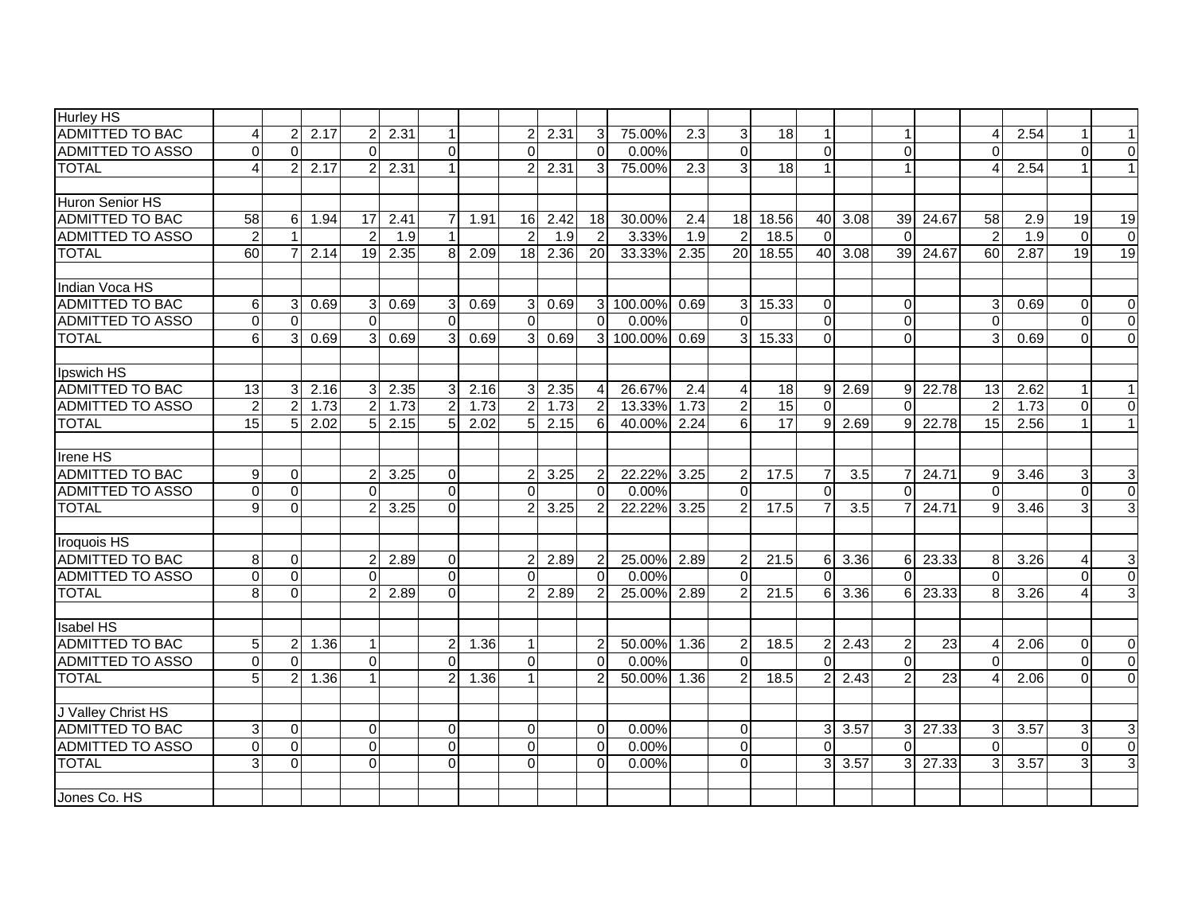| Hurley HS | | | | | | | | | | | | | | | | | | | | | | |
|---|---|---|---|---|---|---|---|---|---|---|---|---|---|---|---|---|---|---|---|---|---|---|
| ADMITTED TO BAC | 4 | 2 | 2.17 | 2 | 2.31 | 1 | | 2 | 2.31 | 3 | 75.00% | 2.3 | 3 | 18 | 1 | | 1 | | 4 | 2.54 | 1 | 1 |
| ADMITTED TO ASSO | 0 | 0 | | 0 | | 0 | | 0 | | 0 | 0.00% | | 0 | | 0 | | 0 | | 0 | | 0 | 0 |
| TOTAL | 4 | 2 | 2.17 | 2 | 2.31 | 1 | | 2 | 2.31 | 3 | 75.00% | 2.3 | 3 | 18 | 1 | | 1 | | 4 | 2.54 | 1 | 1 |
| | | | | | | | | | | | | | | | | | | | | | | |
| Huron Senior HS | | | | | | | | | | | | | | | | | | | | | | |
| ADMITTED TO BAC | 58 | 6 | 1.94 | 17 | 2.41 | 7 | 1.91 | 16 | 2.42 | 18 | 30.00% | 2.4 | 18 | 18.56 | 40 | 3.08 | 39 | 24.67 | 58 | 2.9 | 19 | 19 |
| ADMITTED TO ASSO | 2 | 1 | | 2 | 1.9 | 1 | | 2 | 1.9 | 2 | 3.33% | 1.9 | 2 | 18.5 | 0 | | 0 | | 2 | 1.9 | 0 | 0 |
| TOTAL | 60 | 7 | 2.14 | 19 | 2.35 | 8 | 2.09 | 18 | 2.36 | 20 | 33.33% | 2.35 | 20 | 18.55 | 40 | 3.08 | 39 | 24.67 | 60 | 2.87 | 19 | 19 |
| | | | | | | | | | | | | | | | | | | | | | | |
| Indian Voca HS | | | | | | | | | | | | | | | | | | | | | | |
| ADMITTED TO BAC | 6 | 3 | 0.69 | 3 | 0.69 | 3 | 0.69 | 3 | 0.69 | 3 | 100.00% | 0.69 | 3 | 15.33 | 0 | | 0 | | 3 | 0.69 | 0 | 0 |
| ADMITTED TO ASSO | 0 | 0 | | 0 | | 0 | | 0 | | 0 | 0.00% | | 0 | | 0 | | 0 | | 0 | | 0 | 0 |
| TOTAL | 6 | 3 | 0.69 | 3 | 0.69 | 3 | 0.69 | 3 | 0.69 | 3 | 100.00% | 0.69 | 3 | 15.33 | 0 | | 0 | | 3 | 0.69 | 0 | 0 |
| | | | | | | | | | | | | | | | | | | | | | | |
| Ipswich HS | | | | | | | | | | | | | | | | | | | | | | |
| ADMITTED TO BAC | 13 | 3 | 2.16 | 3 | 2.35 | 3 | 2.16 | 3 | 2.35 | 4 | 26.67% | 2.4 | 4 | 18 | 9 | 2.69 | 9 | 22.78 | 13 | 2.62 | 1 | 1 |
| ADMITTED TO ASSO | 2 | 2 | 1.73 | 2 | 1.73 | 2 | 1.73 | 2 | 1.73 | 2 | 13.33% | 1.73 | 2 | 15 | 0 | | 0 | | 2 | 1.73 | 0 | 0 |
| TOTAL | 15 | 5 | 2.02 | 5 | 2.15 | 5 | 2.02 | 5 | 2.15 | 6 | 40.00% | 2.24 | 6 | 17 | 9 | 2.69 | 9 | 22.78 | 15 | 2.56 | 1 | 1 |
| | | | | | | | | | | | | | | | | | | | | | | |
| Irene HS | | | | | | | | | | | | | | | | | | | | | | |
| ADMITTED TO BAC | 9 | 0 | | 2 | 3.25 | 0 | | 2 | 3.25 | 2 | 22.22% | 3.25 | 2 | 17.5 | 7 | 3.5 | 7 | 24.71 | 9 | 3.46 | 3 | 3 |
| ADMITTED TO ASSO | 0 | 0 | | 0 | | 0 | | 0 | | 0 | 0.00% | | 0 | | 0 | | 0 | | 0 | | 0 | 0 |
| TOTAL | 9 | 0 | | 2 | 3.25 | 0 | | 2 | 3.25 | 2 | 22.22% | 3.25 | 2 | 17.5 | 7 | 3.5 | 7 | 24.71 | 9 | 3.46 | 3 | 3 |
| | | | | | | | | | | | | | | | | | | | | | | |
| Iroquois HS | | | | | | | | | | | | | | | | | | | | | | |
| ADMITTED TO BAC | 8 | 0 | | 2 | 2.89 | 0 | | 2 | 2.89 | 2 | 25.00% | 2.89 | 2 | 21.5 | 6 | 3.36 | 6 | 23.33 | 8 | 3.26 | 4 | 3 |
| ADMITTED TO ASSO | 0 | 0 | | 0 | | 0 | | 0 | | 0 | 0.00% | | 0 | | 0 | | 0 | | 0 | | 0 | 0 |
| TOTAL | 8 | 0 | | 2 | 2.89 | 0 | | 2 | 2.89 | 2 | 25.00% | 2.89 | 2 | 21.5 | 6 | 3.36 | 6 | 23.33 | 8 | 3.26 | 4 | 3 |
| | | | | | | | | | | | | | | | | | | | | | | |
| Isabel HS | | | | | | | | | | | | | | | | | | | | | | |
| ADMITTED TO BAC | 5 | 2 | 1.36 | 1 | | 2 | 1.36 | 1 | | 2 | 50.00% | 1.36 | 2 | 18.5 | 2 | 2.43 | 2 | 23 | 4 | 2.06 | 0 | 0 |
| ADMITTED TO ASSO | 0 | 0 | | 0 | | 0 | | 0 | | 0 | 0.00% | | 0 | | 0 | | 0 | | 0 | | 0 | 0 |
| TOTAL | 5 | 2 | 1.36 | 1 | | 2 | 1.36 | 1 | | 2 | 50.00% | 1.36 | 2 | 18.5 | 2 | 2.43 | 2 | 23 | 4 | 2.06 | 0 | 0 |
| | | | | | | | | | | | | | | | | | | | | | | |
| J Valley Christ HS | | | | | | | | | | | | | | | | | | | | | | |
| ADMITTED TO BAC | 3 | 0 | | 0 | | 0 | | 0 | | 0 | 0.00% | | 0 | | 3 | 3.57 | 3 | 27.33 | 3 | 3.57 | 3 | 3 |
| ADMITTED TO ASSO | 0 | 0 | | 0 | | 0 | | 0 | | 0 | 0.00% | | 0 | | 0 | | 0 | | 0 | | 0 | 0 |
| TOTAL | 3 | 0 | | 0 | | 0 | | 0 | | 0 | 0.00% | | 0 | | 3 | 3.57 | 3 | 27.33 | 3 | 3.57 | 3 | 3 |
| | | | | | | | | | | | | | | | | | | | | | | |
| Jones Co. HS | | | | | | | | | | | | | | | | | | | | | | |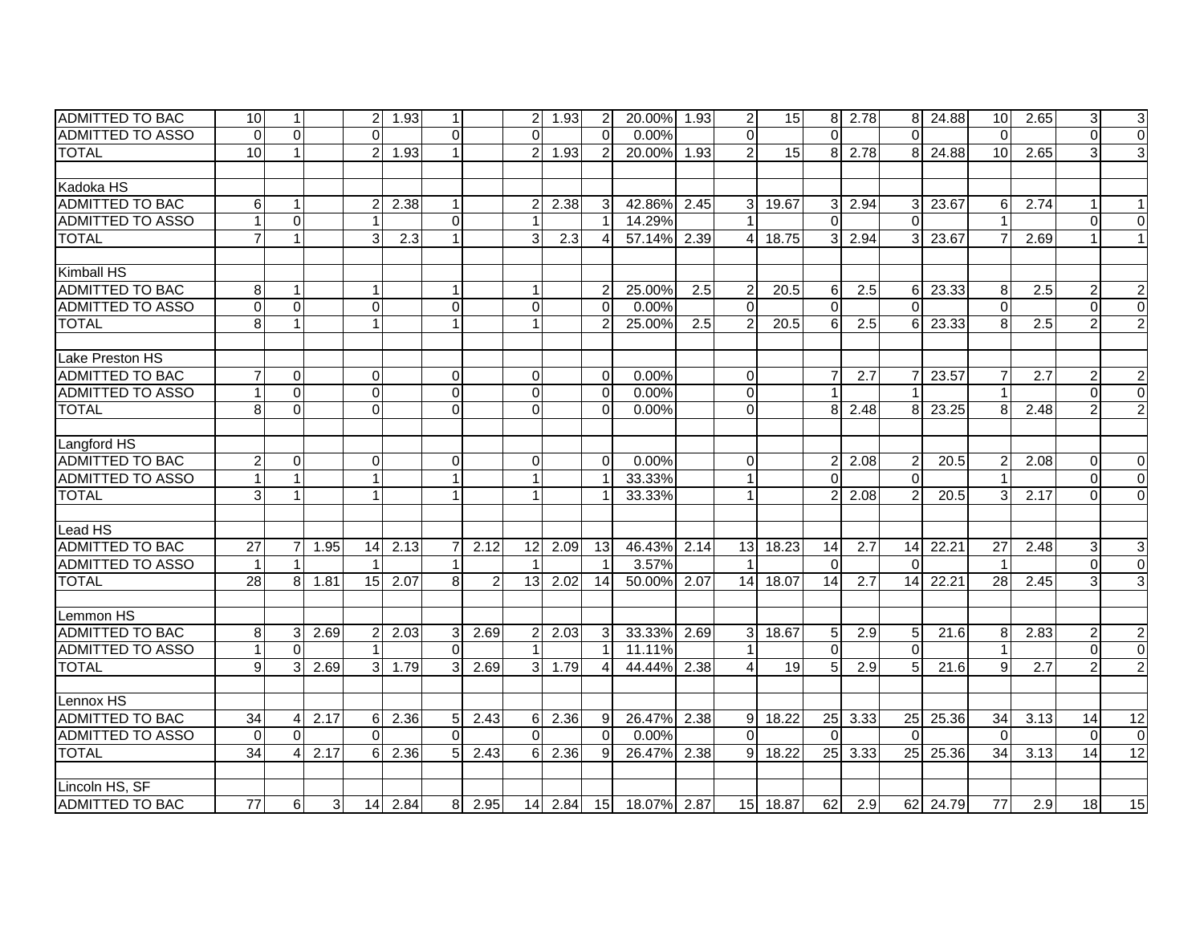| | | | | | | | | | | | | | | | | | | | | | | |
|---|---|---|---|---|---|---|---|---|---|---|---|---|---|---|---|---|---|---|---|---|---|---|
| ADMITTED TO BAC | 10 | 1 | | 2 | 1.93 | 1 | | 2 | 1.93 | 2 | 20.00% | 1.93 | 2 | 15 | 8 | 2.78 | 8 | 24.88 | 10 | 2.65 | 3 | 3 |
| ADMITTED TO ASSO | 0 | 0 | | 0 | | 0 | | 0 | | 0 | 0.00% | | 0 | | 0 | | 0 | | 0 | | 0 | 0 |
| TOTAL | 10 | 1 | | 2 | 1.93 | 1 | | 2 | 1.93 | 2 | 20.00% | 1.93 | 2 | 15 | 8 | 2.78 | 8 | 24.88 | 10 | 2.65 | 3 | 3 |
| | | | | | | | | | | | | | | | | | | | | | | |
| Kadoka HS | | | | | | | | | | | | | | | | | | | | | | |
| ADMITTED TO BAC | 6 | 1 | | 2 | 2.38 | 1 | | 2 | 2.38 | 3 | 42.86% | 2.45 | 3 | 19.67 | 3 | 2.94 | 3 | 23.67 | 6 | 2.74 | 1 | 1 |
| ADMITTED TO ASSO | 1 | 0 | | 1 | | 0 | | 1 | | 1 | 14.29% | | 1 | | 0 | | 0 | | 1 | | 0 | 0 |
| TOTAL | 7 | 1 | | 3 | 2.3 | 1 | | 3 | 2.3 | 4 | 57.14% | 2.39 | 4 | 18.75 | 3 | 2.94 | 3 | 23.67 | 7 | 2.69 | 1 | 1 |
| | | | | | | | | | | | | | | | | | | | | | | |
| Kimball HS | | | | | | | | | | | | | | | | | | | | | | |
| ADMITTED TO BAC | 8 | 1 | | 1 | | 1 | | 1 | | 2 | 25.00% | 2.5 | 2 | 20.5 | 6 | 2.5 | 6 | 23.33 | 8 | 2.5 | 2 | 2 |
| ADMITTED TO ASSO | 0 | 0 | | 0 | | 0 | | 0 | | 0 | 0.00% | | 0 | | 0 | | 0 | | 0 | | 0 | 0 |
| TOTAL | 8 | 1 | | 1 | | 1 | | 1 | | 2 | 25.00% | 2.5 | 2 | 20.5 | 6 | 2.5 | 6 | 23.33 | 8 | 2.5 | 2 | 2 |
| | | | | | | | | | | | | | | | | | | | | | | |
| Lake Preston HS | | | | | | | | | | | | | | | | | | | | | | |
| ADMITTED TO BAC | 7 | 0 | | 0 | | 0 | | 0 | | 0 | 0.00% | | 0 | | 7 | 2.7 | 7 | 23.57 | 7 | 2.7 | 2 | 2 |
| ADMITTED TO ASSO | 1 | 0 | | 0 | | 0 | | 0 | | 0 | 0.00% | | 0 | | 1 | | 1 | | 1 | | 0 | 0 |
| TOTAL | 8 | 0 | | 0 | | 0 | | 0 | | 0 | 0.00% | | 0 | | 8 | 2.48 | 8 | 23.25 | 8 | 2.48 | 2 | 2 |
| | | | | | | | | | | | | | | | | | | | | | | |
| Langford HS | | | | | | | | | | | | | | | | | | | | | | |
| ADMITTED TO BAC | 2 | 0 | | 0 | | 0 | | 0 | | 0 | 0.00% | | 0 | | 2 | 2.08 | 2 | 20.5 | 2 | 2.08 | 0 | 0 |
| ADMITTED TO ASSO | 1 | 1 | | 1 | | 1 | | 1 | | 1 | 33.33% | | 1 | | 0 | | 0 | | 1 | | 0 | 0 |
| TOTAL | 3 | 1 | | 1 | | 1 | | 1 | | 1 | 33.33% | | 1 | | 2 | 2.08 | 2 | 20.5 | 3 | 2.17 | 0 | 0 |
| | | | | | | | | | | | | | | | | | | | | | | |
| Lead HS | | | | | | | | | | | | | | | | | | | | | | |
| ADMITTED TO BAC | 27 | 7 | 1.95 | 14 | 2.13 | 7 | 2.12 | 12 | 2.09 | 13 | 46.43% | 2.14 | 13 | 18.23 | 14 | 2.7 | 14 | 22.21 | 27 | 2.48 | 3 | 3 |
| ADMITTED TO ASSO | 1 | 1 | | 1 | | 1 | | 1 | | 1 | 3.57% | | 1 | | 0 | | 0 | | 1 | | 0 | 0 |
| TOTAL | 28 | 8 | 1.81 | 15 | 2.07 | 8 | 2 | 13 | 2.02 | 14 | 50.00% | 2.07 | 14 | 18.07 | 14 | 2.7 | 14 | 22.21 | 28 | 2.45 | 3 | 3 |
| | | | | | | | | | | | | | | | | | | | | | | |
| Lemmon HS | | | | | | | | | | | | | | | | | | | | | | |
| ADMITTED TO BAC | 8 | 3 | 2.69 | 2 | 2.03 | 3 | 2.69 | 2 | 2.03 | 3 | 33.33% | 2.69 | 3 | 18.67 | 5 | 2.9 | 5 | 21.6 | 8 | 2.83 | 2 | 2 |
| ADMITTED TO ASSO | 1 | 0 | | 1 | | 0 | | 1 | | 1 | 11.11% | | 1 | | 0 | | 0 | | 1 | | 0 | 0 |
| TOTAL | 9 | 3 | 2.69 | 3 | 1.79 | 3 | 2.69 | 3 | 1.79 | 4 | 44.44% | 2.38 | 4 | 19 | 5 | 2.9 | 5 | 21.6 | 9 | 2.7 | 2 | 2 |
| | | | | | | | | | | | | | | | | | | | | | | |
| Lennox HS | | | | | | | | | | | | | | | | | | | | | | |
| ADMITTED TO BAC | 34 | 4 | 2.17 | 6 | 2.36 | 5 | 2.43 | 6 | 2.36 | 9 | 26.47% | 2.38 | 9 | 18.22 | 25 | 3.33 | 25 | 25.36 | 34 | 3.13 | 14 | 12 |
| ADMITTED TO ASSO | 0 | 0 | | 0 | | 0 | | 0 | | 0 | 0.00% | | 0 | | 0 | | 0 | | 0 | | 0 | 0 |
| TOTAL | 34 | 4 | 2.17 | 6 | 2.36 | 5 | 2.43 | 6 | 2.36 | 9 | 26.47% | 2.38 | 9 | 18.22 | 25 | 3.33 | 25 | 25.36 | 34 | 3.13 | 14 | 12 |
| | | | | | | | | | | | | | | | | | | | | | | |
| Lincoln HS, SF | | | | | | | | | | | | | | | | | | | | | | |
| ADMITTED TO BAC | 77 | 6 | 3 | 14 | 2.84 | 8 | 2.95 | 14 | 2.84 | 15 | 18.07% | 2.87 | 15 | 18.87 | 62 | 2.9 | 62 | 24.79 | 77 | 2.9 | 18 | 15 |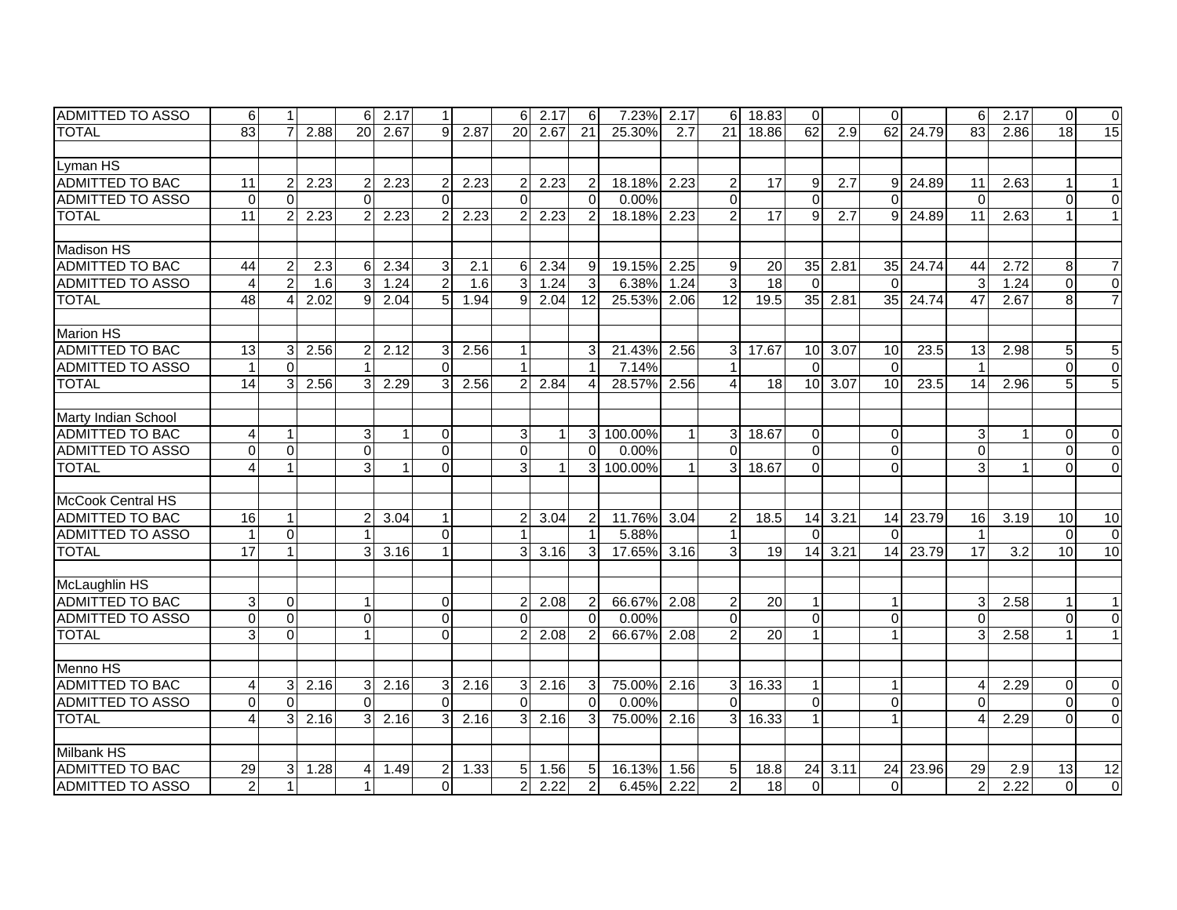| | | | | | | | | | | | | | | | | | | | | | |
|---|---|---|---|---|---|---|---|---|---|---|---|---|---|---|---|---|---|---|---|---|---|
| ADMITTED TO ASSO | 6 | 1 | | 6 | 2.17 | 1 | | 6 | 2.17 | 6 | 7.23% | 2.17 | 6 | 18.83 | 0 | | 0 | | 6 | 2.17 | 0 | 0 |
| TOTAL | 83 | 7 | 2.88 | 20 | 2.67 | 9 | 2.87 | 20 | 2.67 | 21 | 25.30% | 2.7 | 21 | 18.86 | 62 | 2.9 | 62 | 24.79 | 83 | 2.86 | 18 | 15 |
| | | | | | | | | | | | | | | | | | | | | | | |
| Lyman HS | | | | | | | | | | | | | | | | | | | | | | |
| ADMITTED TO BAC | 11 | 2 | 2.23 | 2 | 2.23 | 2 | 2.23 | 2 | 2.23 | 2 | 18.18% | 2.23 | 2 | 17 | 9 | 2.7 | 9 | 24.89 | 11 | 2.63 | 1 | 1 |
| ADMITTED TO ASSO | 0 | 0 | | 0 | | 0 | | 0 | | 0 | 0.00% | | 0 | | 0 | | 0 | | 0 | | 0 | 0 |
| TOTAL | 11 | 2 | 2.23 | 2 | 2.23 | 2 | 2.23 | 2 | 2.23 | 2 | 18.18% | 2.23 | 2 | 17 | 9 | 2.7 | 9 | 24.89 | 11 | 2.63 | 1 | 1 |
| | | | | | | | | | | | | | | | | | | | | | | |
| Madison HS | | | | | | | | | | | | | | | | | | | | | | |
| ADMITTED TO BAC | 44 | 2 | 2.3 | 6 | 2.34 | 3 | 2.1 | 6 | 2.34 | 9 | 19.15% | 2.25 | 9 | 20 | 35 | 2.81 | 35 | 24.74 | 44 | 2.72 | 8 | 7 |
| ADMITTED TO ASSO | 4 | 2 | 1.6 | 3 | 1.24 | 2 | 1.6 | 3 | 1.24 | 3 | 6.38% | 1.24 | 3 | 18 | 0 | | 0 | | 3 | 1.24 | 0 | 0 |
| TOTAL | 48 | 4 | 2.02 | 9 | 2.04 | 5 | 1.94 | 9 | 2.04 | 12 | 25.53% | 2.06 | 12 | 19.5 | 35 | 2.81 | 35 | 24.74 | 47 | 2.67 | 8 | 7 |
| | | | | | | | | | | | | | | | | | | | | | | |
| Marion HS | | | | | | | | | | | | | | | | | | | | | | |
| ADMITTED TO BAC | 13 | 3 | 2.56 | 2 | 2.12 | 3 | 2.56 | 1 | | 3 | 21.43% | 2.56 | 3 | 17.67 | 10 | 3.07 | 10 | 23.5 | 13 | 2.98 | 5 | 5 |
| ADMITTED TO ASSO | 1 | 0 | | 1 | | 0 | | 1 | | 1 | 7.14% | | 1 | | 0 | | 0 | | 1 | | 0 | 0 |
| TOTAL | 14 | 3 | 2.56 | 3 | 2.29 | 3 | 2.56 | 2 | 2.84 | 4 | 28.57% | 2.56 | 4 | 18 | 10 | 3.07 | 10 | 23.5 | 14 | 2.96 | 5 | 5 |
| | | | | | | | | | | | | | | | | | | | | | | |
| Marty Indian School | | | | | | | | | | | | | | | | | | | | | | |
| ADMITTED TO BAC | 4 | 1 | | 3 | 1 | 0 | | 3 | 1 | 3 | 100.00% | 1 | 3 | 18.67 | 0 | | 0 | | 3 | 1 | 0 | 0 |
| ADMITTED TO ASSO | 0 | 0 | | 0 | | 0 | | 0 | | 0 | 0.00% | | 0 | | 0 | | 0 | | 0 | | 0 | 0 |
| TOTAL | 4 | 1 | | 3 | 1 | 0 | | 3 | 1 | 3 | 100.00% | 1 | 3 | 18.67 | 0 | | 0 | | 3 | 1 | 0 | 0 |
| | | | | | | | | | | | | | | | | | | | | | | |
| McCook Central HS | | | | | | | | | | | | | | | | | | | | | | |
| ADMITTED TO BAC | 16 | 1 | | 2 | 3.04 | 1 | | 2 | 3.04 | 2 | 11.76% | 3.04 | 2 | 18.5 | 14 | 3.21 | 14 | 23.79 | 16 | 3.19 | 10 | 10 |
| ADMITTED TO ASSO | 1 | 0 | | 1 | | 0 | | 1 | | 1 | 5.88% | | 1 | | 0 | | 0 | | 1 | | 0 | 0 |
| TOTAL | 17 | 1 | | 3 | 3.16 | 1 | | 3 | 3.16 | 3 | 17.65% | 3.16 | 3 | 19 | 14 | 3.21 | 14 | 23.79 | 17 | 3.2 | 10 | 10 |
| | | | | | | | | | | | | | | | | | | | | | | |
| McLaughlin HS | | | | | | | | | | | | | | | | | | | | | | |
| ADMITTED TO BAC | 3 | 0 | | 1 | | 0 | | 2 | 2.08 | 2 | 66.67% | 2.08 | 2 | 20 | 1 | | 1 | | 3 | 2.58 | 1 | 1 |
| ADMITTED TO ASSO | 0 | 0 | | 0 | | 0 | | 0 | | 0 | 0.00% | | 0 | | 0 | | 0 | | 0 | | 0 | 0 |
| TOTAL | 3 | 0 | | 1 | | 0 | | 2 | 2.08 | 2 | 66.67% | 2.08 | 2 | 20 | 1 | | 1 | | 3 | 2.58 | 1 | 1 |
| | | | | | | | | | | | | | | | | | | | | | | |
| Menno HS | | | | | | | | | | | | | | | | | | | | | | |
| ADMITTED TO BAC | 4 | 3 | 2.16 | 3 | 2.16 | 3 | 2.16 | 3 | 2.16 | 3 | 75.00% | 2.16 | 3 | 16.33 | 1 | | 1 | | 4 | 2.29 | 0 | 0 |
| ADMITTED TO ASSO | 0 | 0 | | 0 | | 0 | | 0 | | 0 | 0.00% | | 0 | | 0 | | 0 | | 0 | | 0 | 0 |
| TOTAL | 4 | 3 | 2.16 | 3 | 2.16 | 3 | 2.16 | 3 | 2.16 | 3 | 75.00% | 2.16 | 3 | 16.33 | 1 | | 1 | | 4 | 2.29 | 0 | 0 |
| | | | | | | | | | | | | | | | | | | | | | | |
| Milbank HS | | | | | | | | | | | | | | | | | | | | | | |
| ADMITTED TO BAC | 29 | 3 | 1.28 | 4 | 1.49 | 2 | 1.33 | 5 | 1.56 | 5 | 16.13% | 1.56 | 5 | 18.8 | 24 | 3.11 | 24 | 23.96 | 29 | 2.9 | 13 | 12 |
| ADMITTED TO ASSO | 2 | 1 | | 1 | | 0 | | 2 | 2.22 | 2 | 6.45% | 2.22 | 2 | 18 | 0 | | 0 | | 2 | 2.22 | 0 | 0 |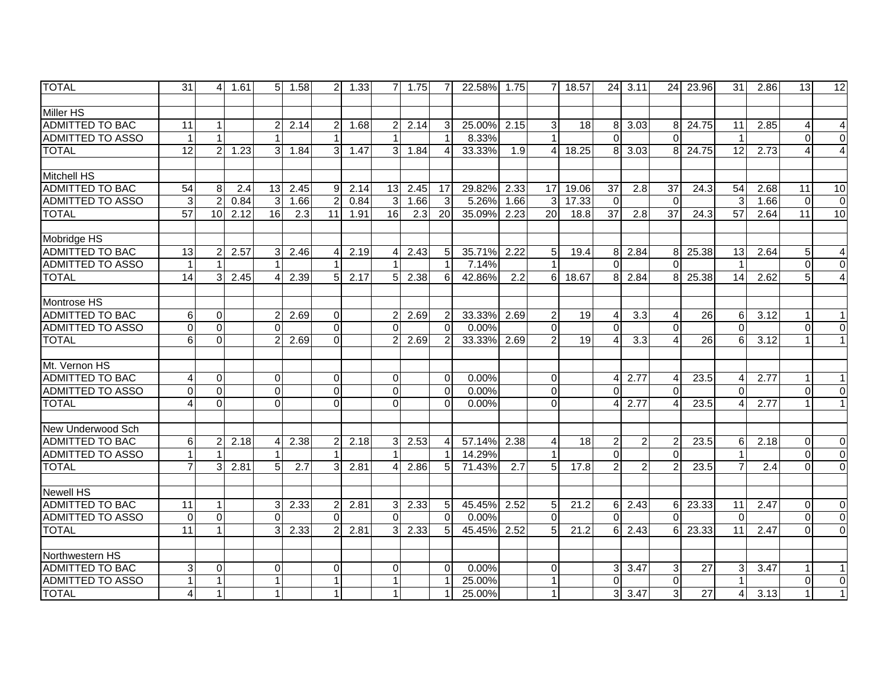| | | | | | | | | | | | | | | | | | | | | | | |
|---|---|---|---|---|---|---|---|---|---|---|---|---|---|---|---|---|---|---|---|---|---|---|
| TOTAL | 31 | 4 | 1.61 | 5 | 1.58 | 2 | 1.33 | 7 | 1.75 | 7 | 22.58% | 1.75 | 7 | 18.57 | 24 | 3.11 | 24 | 23.96 | 31 | 2.86 | 13 | 12 |
| | | | | | | | | | | | | | | | | | | | | | | |
| Miller HS | | | | | | | | | | | | | | | | | | | | | | |
| ADMITTED TO BAC | 11 | 1 | | 2 | 2.14 | 2 | 1.68 | 2 | 2.14 | 3 | 25.00% | 2.15 | 3 | 18 | 8 | 3.03 | 8 | 24.75 | 11 | 2.85 | 4 | 4 |
| ADMITTED TO ASSO | 1 | 1 | | 1 | | 1 | | 1 | | 1 | 8.33% | | 1 | | 0 | | 0 | | 1 | | 0 | 0 |
| TOTAL | 12 | 2 | 1.23 | 3 | 1.84 | 3 | 1.47 | 3 | 1.84 | 4 | 33.33% | 1.9 | 4 | 18.25 | 8 | 3.03 | 8 | 24.75 | 12 | 2.73 | 4 | 4 |
| | | | | | | | | | | | | | | | | | | | | | | |
| Mitchell HS | | | | | | | | | | | | | | | | | | | | | | |
| ADMITTED TO BAC | 54 | 8 | 2.4 | 13 | 2.45 | 9 | 2.14 | 13 | 2.45 | 17 | 29.82% | 2.33 | 17 | 19.06 | 37 | 2.8 | 37 | 24.3 | 54 | 2.68 | 11 | 10 |
| ADMITTED TO ASSO | 3 | 2 | 0.84 | 3 | 1.66 | 2 | 0.84 | 3 | 1.66 | 3 | 5.26% | 1.66 | 3 | 17.33 | 0 | | 0 | | 3 | 1.66 | 0 | 0 |
| TOTAL | 57 | 10 | 2.12 | 16 | 2.3 | 11 | 1.91 | 16 | 2.3 | 20 | 35.09% | 2.23 | 20 | 18.8 | 37 | 2.8 | 37 | 24.3 | 57 | 2.64 | 11 | 10 |
| | | | | | | | | | | | | | | | | | | | | | | |
| Mobridge HS | | | | | | | | | | | | | | | | | | | | | | |
| ADMITTED TO BAC | 13 | 2 | 2.57 | 3 | 2.46 | 4 | 2.19 | 4 | 2.43 | 5 | 35.71% | 2.22 | 5 | 19.4 | 8 | 2.84 | 8 | 25.38 | 13 | 2.64 | 5 | 4 |
| ADMITTED TO ASSO | 1 | 1 | | 1 | | 1 | | 1 | | 1 | 7.14% | | 1 | | 0 | | 0 | | 1 | | 0 | 0 |
| TOTAL | 14 | 3 | 2.45 | 4 | 2.39 | 5 | 2.17 | 5 | 2.38 | 6 | 42.86% | 2.2 | 6 | 18.67 | 8 | 2.84 | 8 | 25.38 | 14 | 2.62 | 5 | 4 |
| | | | | | | | | | | | | | | | | | | | | | | |
| Montrose HS | | | | | | | | | | | | | | | | | | | | | | |
| ADMITTED TO BAC | 6 | 0 | | 2 | 2.69 | 0 | | 2 | 2.69 | 2 | 33.33% | 2.69 | 2 | 19 | 4 | 3.3 | 4 | 26 | 6 | 3.12 | 1 | 1 |
| ADMITTED TO ASSO | 0 | 0 | | 0 | | 0 | | 0 | | 0 | 0.00% | | 0 | | 0 | | 0 | | 0 | | 0 | 0 |
| TOTAL | 6 | 0 | | 2 | 2.69 | 0 | | 2 | 2.69 | 2 | 33.33% | 2.69 | 2 | 19 | 4 | 3.3 | 4 | 26 | 6 | 3.12 | 1 | 1 |
| | | | | | | | | | | | | | | | | | | | | | | |
| Mt. Vernon HS | | | | | | | | | | | | | | | | | | | | | | |
| ADMITTED TO BAC | 4 | 0 | | 0 | | 0 | | 0 | | 0 | 0.00% | | 0 | | 4 | 2.77 | 4 | 23.5 | 4 | 2.77 | 1 | 1 |
| ADMITTED TO ASSO | 0 | 0 | | 0 | | 0 | | 0 | | 0 | 0.00% | | 0 | | 0 | | 0 | | 0 | | 0 | 0 |
| TOTAL | 4 | 0 | | 0 | | 0 | | 0 | | 0 | 0.00% | | 0 | | 4 | 2.77 | 4 | 23.5 | 4 | 2.77 | 1 | 1 |
| | | | | | | | | | | | | | | | | | | | | | | |
| New Underwood Sch | | | | | | | | | | | | | | | | | | | | | | |
| ADMITTED TO BAC | 6 | 2 | 2.18 | 4 | 2.38 | 2 | 2.18 | 3 | 2.53 | 4 | 57.14% | 2.38 | 4 | 18 | 2 | 2 | 2 | 23.5 | 6 | 2.18 | 0 | 0 |
| ADMITTED TO ASSO | 1 | 1 | | 1 | | 1 | | 1 | | 1 | 14.29% | | 1 | | 0 | | 0 | | 1 | | 0 | 0 |
| TOTAL | 7 | 3 | 2.81 | 5 | 2.7 | 3 | 2.81 | 4 | 2.86 | 5 | 71.43% | 2.7 | 5 | 17.8 | 2 | 2 | 2 | 23.5 | 7 | 2.4 | 0 | 0 |
| | | | | | | | | | | | | | | | | | | | | | | |
| Newell HS | | | | | | | | | | | | | | | | | | | | | | |
| ADMITTED TO BAC | 11 | 1 | | 3 | 2.33 | 2 | 2.81 | 3 | 2.33 | 5 | 45.45% | 2.52 | 5 | 21.2 | 6 | 2.43 | 6 | 23.33 | 11 | 2.47 | 0 | 0 |
| ADMITTED TO ASSO | 0 | 0 | | 0 | | 0 | | 0 | | 0 | 0.00% | | 0 | | 0 | | 0 | | 0 | | 0 | 0 |
| TOTAL | 11 | 1 | | 3 | 2.33 | 2 | 2.81 | 3 | 2.33 | 5 | 45.45% | 2.52 | 5 | 21.2 | 6 | 2.43 | 6 | 23.33 | 11 | 2.47 | 0 | 0 |
| | | | | | | | | | | | | | | | | | | | | | | |
| Northwestern HS | | | | | | | | | | | | | | | | | | | | | | |
| ADMITTED TO BAC | 3 | 0 | | 0 | | 0 | | 0 | | 0 | 0.00% | | 0 | | 3 | 3.47 | 3 | 27 | 3 | 3.47 | 1 | 1 |
| ADMITTED TO ASSO | 1 | 1 | | 1 | | 1 | | 1 | | 1 | 25.00% | | 1 | | 0 | | 0 | | 1 | | 0 | 0 |
| TOTAL | 4 | 1 | | 1 | | 1 | | 1 | | 1 | 25.00% | | 1 | | 3 | 3.47 | 3 | 27 | 4 | 3.13 | 1 | 1 |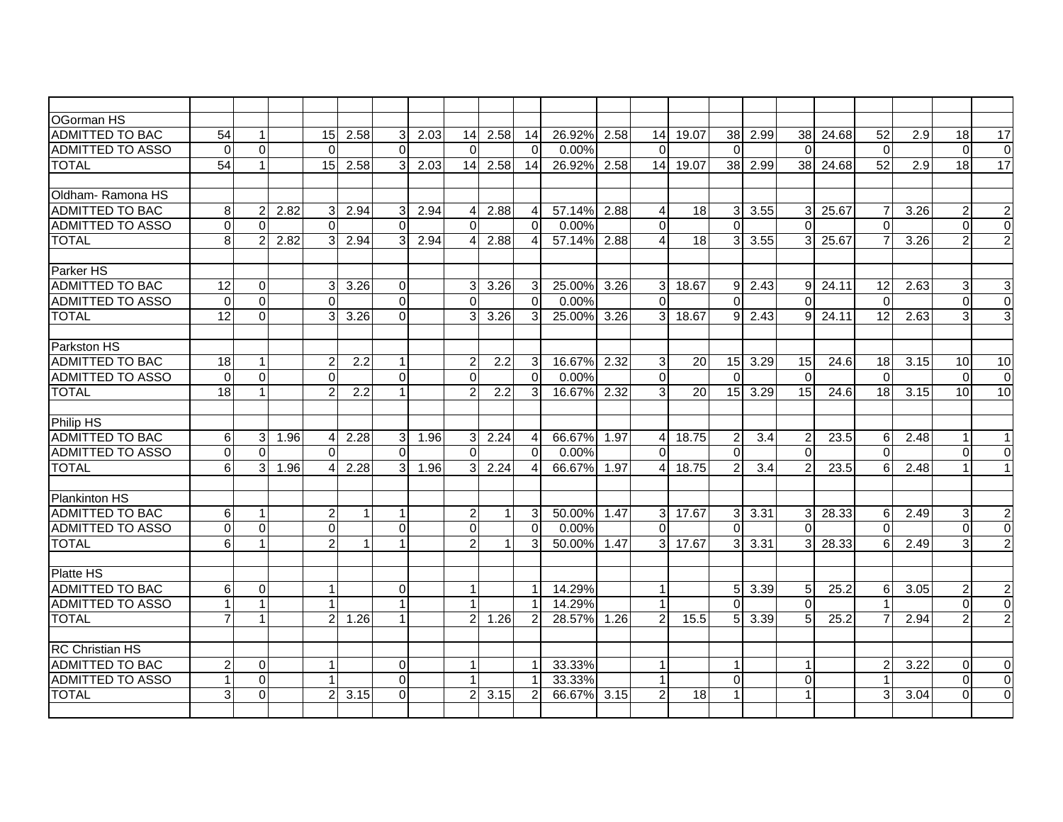| | | | | | | | | | | | | | | | | | | | | | | |
|---|---|---|---|---|---|---|---|---|---|---|---|---|---|---|---|---|---|---|---|---|---|---|
| OGorman HS | | | | | | | | | | | | | | | | | | | | | | |
| ADMITTED TO BAC | 54 | 1 | | 15 | 2.58 | 3 | 2.03 | 14 | 2.58 | 14 | 26.92% | 2.58 | 14 | 19.07 | 38 | 2.99 | 38 | 24.68 | 52 | 2.9 | 18 | 17 |
| ADMITTED TO ASSO | 0 | 0 | | 0 | | 0 | | 0 | | 0 | 0.00% | | 0 | | 0 | | 0 | | 0 | | 0 | 0 |
| TOTAL | 54 | 1 | | 15 | 2.58 | 3 | 2.03 | 14 | 2.58 | 14 | 26.92% | 2.58 | 14 | 19.07 | 38 | 2.99 | 38 | 24.68 | 52 | 2.9 | 18 | 17 |
| | | | | | | | | | | | | | | | | | | | | | | |
| Oldham- Ramona HS | | | | | | | | | | | | | | | | | | | | | | |
| ADMITTED TO BAC | 8 | 2 | 2.82 | 3 | 2.94 | 3 | 2.94 | 4 | 2.88 | 4 | 57.14% | 2.88 | 4 | 18 | 3 | 3.55 | 3 | 25.67 | 7 | 3.26 | 2 | 2 |
| ADMITTED TO ASSO | 0 | 0 | | 0 | | 0 | | 0 | | 0 | 0.00% | | 0 | | 0 | | 0 | | 0 | | 0 | 0 |
| TOTAL | 8 | 2 | 2.82 | 3 | 2.94 | 3 | 2.94 | 4 | 2.88 | 4 | 57.14% | 2.88 | 4 | 18 | 3 | 3.55 | 3 | 25.67 | 7 | 3.26 | 2 | 2 |
| | | | | | | | | | | | | | | | | | | | | | | |
| Parker HS | | | | | | | | | | | | | | | | | | | | | | |
| ADMITTED TO BAC | 12 | 0 | | 3 | 3.26 | 0 | | 3 | 3.26 | 3 | 25.00% | 3.26 | 3 | 18.67 | 9 | 2.43 | 9 | 24.11 | 12 | 2.63 | 3 | 3 |
| ADMITTED TO ASSO | 0 | 0 | | 0 | | 0 | | 0 | | 0 | 0.00% | | 0 | | 0 | | 0 | | 0 | | 0 | 0 |
| TOTAL | 12 | 0 | | 3 | 3.26 | 0 | | 3 | 3.26 | 3 | 25.00% | 3.26 | 3 | 18.67 | 9 | 2.43 | 9 | 24.11 | 12 | 2.63 | 3 | 3 |
| | | | | | | | | | | | | | | | | | | | | | | |
| Parkston HS | | | | | | | | | | | | | | | | | | | | | | |
| ADMITTED TO BAC | 18 | 1 | | 2 | 2.2 | 1 | | 2 | 2.2 | 3 | 16.67% | 2.32 | 3 | 20 | 15 | 3.29 | 15 | 24.6 | 18 | 3.15 | 10 | 10 |
| ADMITTED TO ASSO | 0 | 0 | | 0 | | 0 | | 0 | | 0 | 0.00% | | 0 | | 0 | | 0 | | 0 | | 0 | 0 |
| TOTAL | 18 | 1 | | 2 | 2.2 | 1 | | 2 | 2.2 | 3 | 16.67% | 2.32 | 3 | 20 | 15 | 3.29 | 15 | 24.6 | 18 | 3.15 | 10 | 10 |
| | | | | | | | | | | | | | | | | | | | | | | |
| Philip HS | | | | | | | | | | | | | | | | | | | | | | |
| ADMITTED TO BAC | 6 | 3 | 1.96 | 4 | 2.28 | 3 | 1.96 | 3 | 2.24 | 4 | 66.67% | 1.97 | 4 | 18.75 | 2 | 3.4 | 2 | 23.5 | 6 | 2.48 | 1 | 1 |
| ADMITTED TO ASSO | 0 | 0 | | 0 | | 0 | | 0 | | 0 | 0.00% | | 0 | | 0 | | 0 | | 0 | | 0 | 0 |
| TOTAL | 6 | 3 | 1.96 | 4 | 2.28 | 3 | 1.96 | 3 | 2.24 | 4 | 66.67% | 1.97 | 4 | 18.75 | 2 | 3.4 | 2 | 23.5 | 6 | 2.48 | 1 | 1 |
| | | | | | | | | | | | | | | | | | | | | | | |
| Plankinton HS | | | | | | | | | | | | | | | | | | | | | | |
| ADMITTED TO BAC | 6 | 1 | | 2 | 1 | 1 | | 2 | 1 | 3 | 50.00% | 1.47 | 3 | 17.67 | 3 | 3.31 | 3 | 28.33 | 6 | 2.49 | 3 | 2 |
| ADMITTED TO ASSO | 0 | 0 | | 0 | | 0 | | 0 | | 0 | 0.00% | | 0 | | 0 | | 0 | | 0 | | 0 | 0 |
| TOTAL | 6 | 1 | | 2 | 1 | 1 | | 2 | 1 | 3 | 50.00% | 1.47 | 3 | 17.67 | 3 | 3.31 | 3 | 28.33 | 6 | 2.49 | 3 | 2 |
| | | | | | | | | | | | | | | | | | | | | | | |
| Platte HS | | | | | | | | | | | | | | | | | | | | | | |
| ADMITTED TO BAC | 6 | 0 | | 1 | | 0 | | 1 | | 1 | 14.29% | | 1 | | 5 | 3.39 | 5 | 25.2 | 6 | 3.05 | 2 | 2 |
| ADMITTED TO ASSO | 1 | 1 | | 1 | | 1 | | 1 | | 1 | 14.29% | | 1 | | 0 | | 0 | | 1 | | 0 | 0 |
| TOTAL | 7 | 1 | | 2 | 1.26 | 1 | | 2 | 1.26 | 2 | 28.57% | 1.26 | 2 | 15.5 | 5 | 3.39 | 5 | 25.2 | 7 | 2.94 | 2 | 2 |
| | | | | | | | | | | | | | | | | | | | | | | |
| RC Christian HS | | | | | | | | | | | | | | | | | | | | | | |
| ADMITTED TO BAC | 2 | 0 | | 1 | | 0 | | 1 | | 1 | 33.33% | | 1 | | 1 | | 1 | | 2 | 3.22 | 0 | 0 |
| ADMITTED TO ASSO | 1 | 0 | | 1 | | 0 | | 1 | | 1 | 33.33% | | 1 | | 0 | | 0 | | 1 | | 0 | 0 |
| TOTAL | 3 | 0 | | 2 | 3.15 | 0 | | 2 | 3.15 | 2 | 66.67% | 3.15 | 2 | 18 | 1 | | 1 | | 3 | 3.04 | 0 | 0 |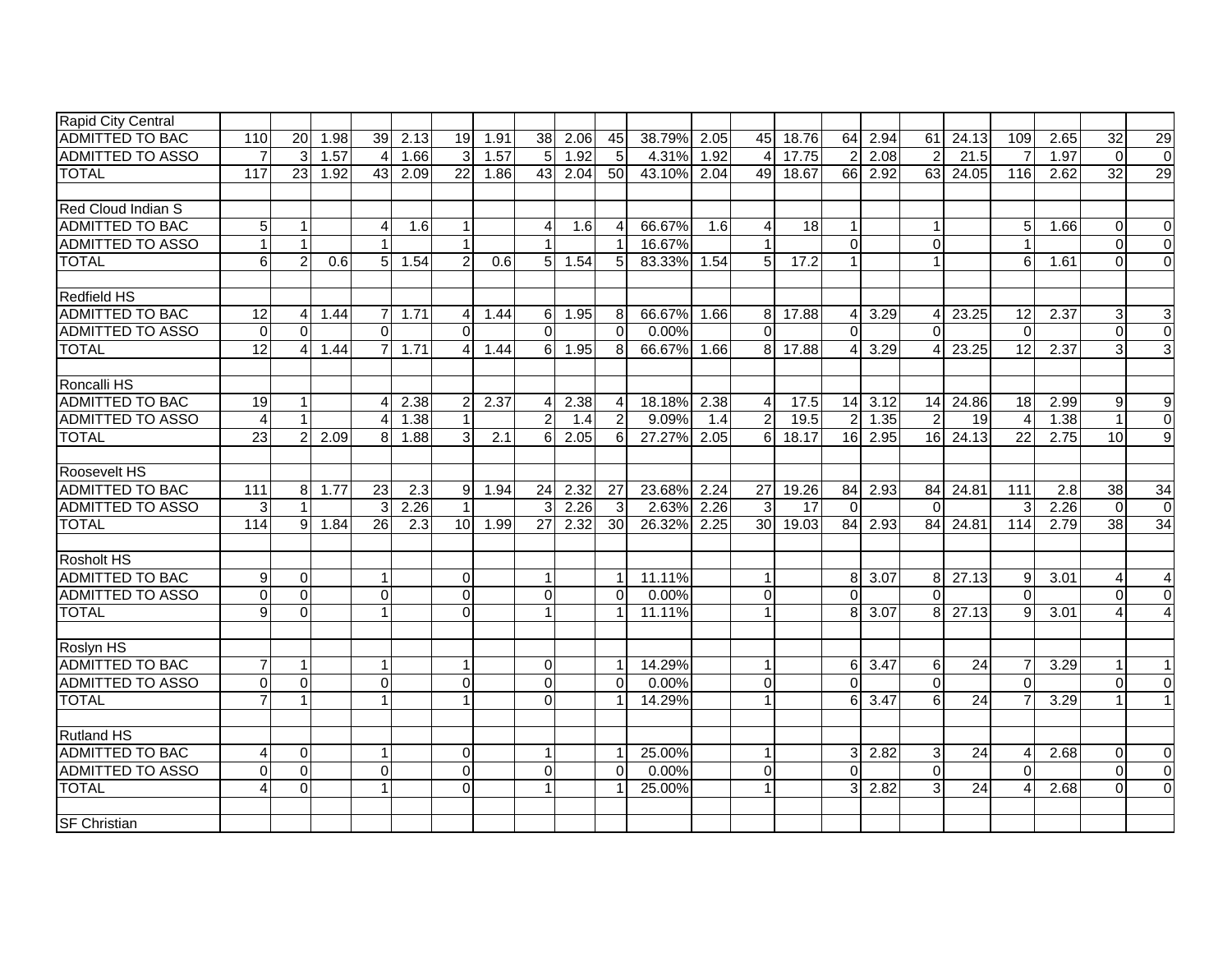| Rapid City Central | | | | | | | | | | | | | | | | | | | | | | |
|---|---|---|---|---|---|---|---|---|---|---|---|---|---|---|---|---|---|---|---|---|---|---|
| ADMITTED TO BAC | 110 | 20 | 1.98 | 39 | 2.13 | 19 | 1.91 | 38 | 2.06 | 45 | 38.79% | 2.05 | 45 | 18.76 | 64 | 2.94 | 61 | 24.13 | 109 | 2.65 | 32 | 29 |
| ADMITTED TO ASSO | 7 | 3 | 1.57 | 4 | 1.66 | 3 | 1.57 | 5 | 1.92 | 5 | 4.31% | 1.92 | 4 | 17.75 | 2 | 2.08 | 2 | 21.5 | 7 | 1.97 | 0 | 0 |
| TOTAL | 117 | 23 | 1.92 | 43 | 2.09 | 22 | 1.86 | 43 | 2.04 | 50 | 43.10% | 2.04 | 49 | 18.67 | 66 | 2.92 | 63 | 24.05 | 116 | 2.62 | 32 | 29 |
| | | | | | | | | | | | | | | | | | | | | | | |
| Red Cloud Indian S | | | | | | | | | | | | | | | | | | | | | | |
| ADMITTED TO BAC | 5 | 1 | | 4 | 1.6 | 1 | | 4 | 1.6 | 4 | 66.67% | 1.6 | 4 | 18 | 1 | | 1 | | 5 | 1.66 | 0 | 0 |
| ADMITTED TO ASSO | 1 | 1 | | 1 | | 1 | | 1 | | 1 | 16.67% | | 1 | | 0 | | 0 | | 1 | | 0 | 0 |
| TOTAL | 6 | 2 | 0.6 | 5 | 1.54 | 2 | 0.6 | 5 | 1.54 | 5 | 83.33% | 1.54 | 5 | 17.2 | 1 | | 1 | | 6 | 1.61 | 0 | 0 |
| | | | | | | | | | | | | | | | | | | | | | | |
| Redfield HS | | | | | | | | | | | | | | | | | | | | | | |
| ADMITTED TO BAC | 12 | 4 | 1.44 | 7 | 1.71 | 4 | 1.44 | 6 | 1.95 | 8 | 66.67% | 1.66 | 8 | 17.88 | 4 | 3.29 | 4 | 23.25 | 12 | 2.37 | 3 | 3 |
| ADMITTED TO ASSO | 0 | 0 | | 0 | | 0 | | 0 | | 0 | 0.00% | | 0 | | 0 | | 0 | | 0 | | 0 | 0 |
| TOTAL | 12 | 4 | 1.44 | 7 | 1.71 | 4 | 1.44 | 6 | 1.95 | 8 | 66.67% | 1.66 | 8 | 17.88 | 4 | 3.29 | 4 | 23.25 | 12 | 2.37 | 3 | 3 |
| | | | | | | | | | | | | | | | | | | | | | | |
| Roncalli HS | | | | | | | | | | | | | | | | | | | | | | |
| ADMITTED TO BAC | 19 | 1 | | 4 | 2.38 | 2 | 2.37 | 4 | 2.38 | 4 | 18.18% | 2.38 | 4 | 17.5 | 14 | 3.12 | 14 | 24.86 | 18 | 2.99 | 9 | 9 |
| ADMITTED TO ASSO | 4 | 1 | | 4 | 1.38 | 1 | | 2 | 1.4 | 2 | 9.09% | 1.4 | 2 | 19.5 | 2 | 1.35 | 2 | 19 | 4 | 1.38 | 1 | 0 |
| TOTAL | 23 | 2 | 2.09 | 8 | 1.88 | 3 | 2.1 | 6 | 2.05 | 6 | 27.27% | 2.05 | 6 | 18.17 | 16 | 2.95 | 16 | 24.13 | 22 | 2.75 | 10 | 9 |
| | | | | | | | | | | | | | | | | | | | | | | |
| Roosevelt HS | | | | | | | | | | | | | | | | | | | | | | |
| ADMITTED TO BAC | 111 | 8 | 1.77 | 23 | 2.3 | 9 | 1.94 | 24 | 2.32 | 27 | 23.68% | 2.24 | 27 | 19.26 | 84 | 2.93 | 84 | 24.81 | 111 | 2.8 | 38 | 34 |
| ADMITTED TO ASSO | 3 | 1 | | 3 | 2.26 | 1 | | 3 | 2.26 | 3 | 2.63% | 2.26 | 3 | 17 | 0 | | 0 | | 3 | 2.26 | 0 | 0 |
| TOTAL | 114 | 9 | 1.84 | 26 | 2.3 | 10 | 1.99 | 27 | 2.32 | 30 | 26.32% | 2.25 | 30 | 19.03 | 84 | 2.93 | 84 | 24.81 | 114 | 2.79 | 38 | 34 |
| | | | | | | | | | | | | | | | | | | | | | | |
| Rosholt HS | | | | | | | | | | | | | | | | | | | | | | |
| ADMITTED TO BAC | 9 | 0 | | 1 | | 0 | | 1 | | 1 | 11.11% | | 1 | | 8 | 3.07 | 8 | 27.13 | 9 | 3.01 | 4 | 4 |
| ADMITTED TO ASSO | 0 | 0 | | 0 | | 0 | | 0 | | 0 | 0.00% | | 0 | | 0 | | 0 | | 0 | | 0 | 0 |
| TOTAL | 9 | 0 | | 1 | | 0 | | 1 | | 1 | 11.11% | | 1 | | 8 | 3.07 | 8 | 27.13 | 9 | 3.01 | 4 | 4 |
| | | | | | | | | | | | | | | | | | | | | | | |
| Roslyn HS | | | | | | | | | | | | | | | | | | | | | | |
| ADMITTED TO BAC | 7 | 1 | | 1 | | 1 | | 0 | | 1 | 14.29% | | 1 | | 6 | 3.47 | 6 | 24 | 7 | 3.29 | 1 | 1 |
| ADMITTED TO ASSO | 0 | 0 | | 0 | | 0 | | 0 | | 0 | 0.00% | | 0 | | 0 | | 0 | | 0 | | 0 | 0 |
| TOTAL | 7 | 1 | | 1 | | 1 | | 0 | | 1 | 14.29% | | 1 | | 6 | 3.47 | 6 | 24 | 7 | 3.29 | 1 | 1 |
| | | | | | | | | | | | | | | | | | | | | | | |
| Rutland HS | | | | | | | | | | | | | | | | | | | | | | |
| ADMITTED TO BAC | 4 | 0 | | 1 | | 0 | | 1 | | 1 | 25.00% | | 1 | | 3 | 2.82 | 3 | 24 | 4 | 2.68 | 0 | 0 |
| ADMITTED TO ASSO | 0 | 0 | | 0 | | 0 | | 0 | | 0 | 0.00% | | 0 | | 0 | | 0 | | 0 | | 0 | 0 |
| TOTAL | 4 | 0 | | 1 | | 0 | | 1 | | 1 | 25.00% | | 1 | | 3 | 2.82 | 3 | 24 | 4 | 2.68 | 0 | 0 |
| | | | | | | | | | | | | | | | | | | | | | | |
| SF Christian | | | | | | | | | | | | | | | | | | | | | | |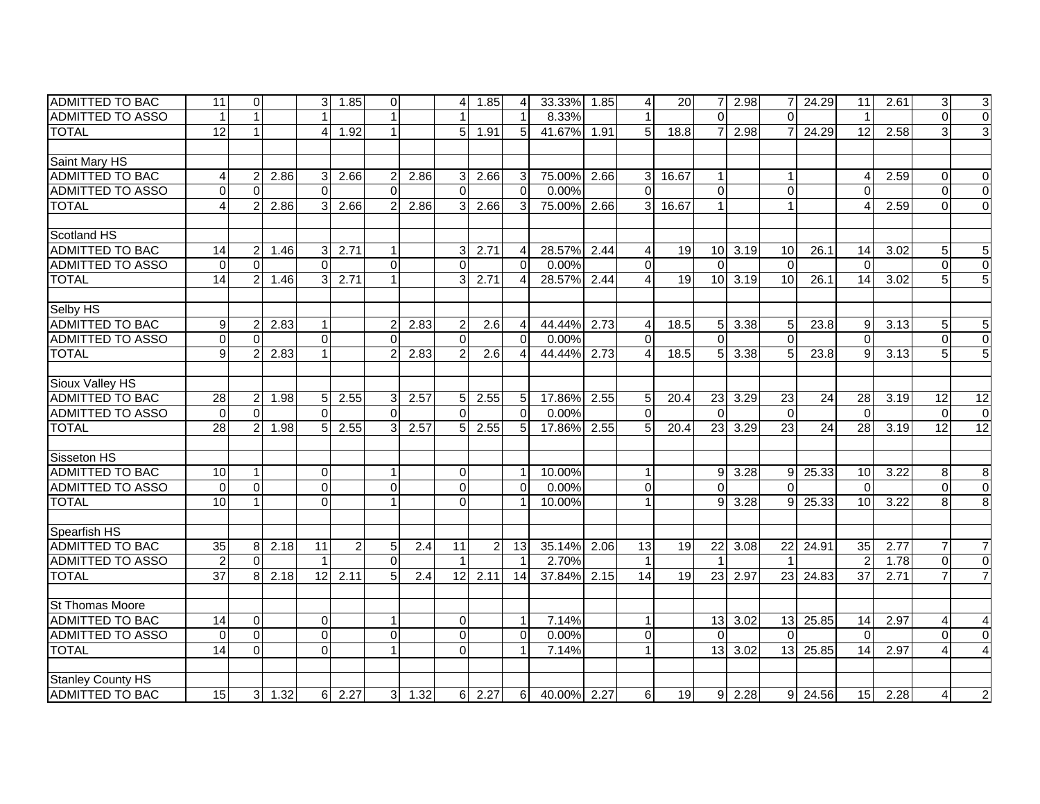| | | | | | | | | | | | | | | | | | | | | | | |
|---|---|---|---|---|---|---|---|---|---|---|---|---|---|---|---|---|---|---|---|---|---|---|
| ADMITTED TO BAC | 11 | 0 | | 3 | 1.85 | 0 | | 4 | 1.85 | 4 | 33.33% | 1.85 | 4 | 20 | 7 | 2.98 | 7 | 24.29 | 11 | 2.61 | 3 | 3 |
| ADMITTED TO ASSO | 1 | 1 | | 1 | | 1 | | 1 | | 1 | 8.33% | | 1 | | 0 | | 0 | | 1 | | 0 | 0 |
| TOTAL | 12 | 1 | | 4 | 1.92 | 1 | | 5 | 1.91 | 5 | 41.67% | 1.91 | 5 | 18.8 | 7 | 2.98 | 7 | 24.29 | 12 | 2.58 | 3 | 3 |
| | | | | | | | | | | | | | | | | | | | | | | |
| Saint Mary HS | | | | | | | | | | | | | | | | | | | | | | |
| ADMITTED TO BAC | 4 | 2 | 2.86 | 3 | 2.66 | 2 | 2.86 | 3 | 2.66 | 3 | 75.00% | 2.66 | 3 | 16.67 | 1 | | 1 | | 4 | 2.59 | 0 | 0 |
| ADMITTED TO ASSO | 0 | 0 | | 0 | | 0 | | 0 | | 0 | 0.00% | | 0 | | 0 | | 0 | | 0 | | 0 | 0 |
| TOTAL | 4 | 2 | 2.86 | 3 | 2.66 | 2 | 2.86 | 3 | 2.66 | 3 | 75.00% | 2.66 | 3 | 16.67 | 1 | | 1 | | 4 | 2.59 | 0 | 0 |
| | | | | | | | | | | | | | | | | | | | | | | |
| Scotland HS | | | | | | | | | | | | | | | | | | | | | | |
| ADMITTED TO BAC | 14 | 2 | 1.46 | 3 | 2.71 | 1 | | 3 | 2.71 | 4 | 28.57% | 2.44 | 4 | 19 | 10 | 3.19 | 10 | 26.1 | 14 | 3.02 | 5 | 5 |
| ADMITTED TO ASSO | 0 | 0 | | 0 | | 0 | | 0 | | 0 | 0.00% | | 0 | | 0 | | 0 | | 0 | | 0 | 0 |
| TOTAL | 14 | 2 | 1.46 | 3 | 2.71 | 1 | | 3 | 2.71 | 4 | 28.57% | 2.44 | 4 | 19 | 10 | 3.19 | 10 | 26.1 | 14 | 3.02 | 5 | 5 |
| | | | | | | | | | | | | | | | | | | | | | | |
| Selby HS | | | | | | | | | | | | | | | | | | | | | | |
| ADMITTED TO BAC | 9 | 2 | 2.83 | 1 | | 2 | 2.83 | 2 | 2.6 | 4 | 44.44% | 2.73 | 4 | 18.5 | 5 | 3.38 | 5 | 23.8 | 9 | 3.13 | 5 | 5 |
| ADMITTED TO ASSO | 0 | 0 | | 0 | | 0 | | 0 | | 0 | 0.00% | | 0 | | 0 | | 0 | | 0 | | 0 | 0 |
| TOTAL | 9 | 2 | 2.83 | 1 | | 2 | 2.83 | 2 | 2.6 | 4 | 44.44% | 2.73 | 4 | 18.5 | 5 | 3.38 | 5 | 23.8 | 9 | 3.13 | 5 | 5 |
| | | | | | | | | | | | | | | | | | | | | | | |
| Sioux Valley HS | | | | | | | | | | | | | | | | | | | | | | |
| ADMITTED TO BAC | 28 | 2 | 1.98 | 5 | 2.55 | 3 | 2.57 | 5 | 2.55 | 5 | 17.86% | 2.55 | 5 | 20.4 | 23 | 3.29 | 23 | 24 | 28 | 3.19 | 12 | 12 |
| ADMITTED TO ASSO | 0 | 0 | | 0 | | 0 | | 0 | | 0 | 0.00% | | 0 | | 0 | | 0 | | 0 | | 0 | 0 |
| TOTAL | 28 | 2 | 1.98 | 5 | 2.55 | 3 | 2.57 | 5 | 2.55 | 5 | 17.86% | 2.55 | 5 | 20.4 | 23 | 3.29 | 23 | 24 | 28 | 3.19 | 12 | 12 |
| | | | | | | | | | | | | | | | | | | | | | | |
| Sisseton HS | | | | | | | | | | | | | | | | | | | | | | |
| ADMITTED TO BAC | 10 | 1 | | 0 | | 1 | | 0 | | 1 | 10.00% | | 1 | | 9 | 3.28 | 9 | 25.33 | 10 | 3.22 | 8 | 8 |
| ADMITTED TO ASSO | 0 | 0 | | 0 | | 0 | | 0 | | 0 | 0.00% | | 0 | | 0 | | 0 | | 0 | | 0 | 0 |
| TOTAL | 10 | 1 | | 0 | | 1 | | 0 | | 1 | 10.00% | | 1 | | 9 | 3.28 | 9 | 25.33 | 10 | 3.22 | 8 | 8 |
| | | | | | | | | | | | | | | | | | | | | | | |
| Spearfish HS | | | | | | | | | | | | | | | | | | | | | | |
| ADMITTED TO BAC | 35 | 8 | 2.18 | 11 | 2 | 5 | 2.4 | 11 | 2 | 13 | 35.14% | 2.06 | 13 | 19 | 22 | 3.08 | 22 | 24.91 | 35 | 2.77 | 7 | 7 |
| ADMITTED TO ASSO | 2 | 0 | | 1 | | 0 | | 1 | | 1 | 2.70% | | 1 | | 1 | | 1 | | 2 | 1.78 | 0 | 0 |
| TOTAL | 37 | 8 | 2.18 | 12 | 2.11 | 5 | 2.4 | 12 | 2.11 | 14 | 37.84% | 2.15 | 14 | 19 | 23 | 2.97 | 23 | 24.83 | 37 | 2.71 | 7 | 7 |
| | | | | | | | | | | | | | | | | | | | | | | |
| St Thomas Moore | | | | | | | | | | | | | | | | | | | | | | |
| ADMITTED TO BAC | 14 | 0 | | 0 | | 1 | | 0 | | 1 | 7.14% | | 1 | | 13 | 3.02 | 13 | 25.85 | 14 | 2.97 | 4 | 4 |
| ADMITTED TO ASSO | 0 | 0 | | 0 | | 0 | | 0 | | 0 | 0.00% | | 0 | | 0 | | 0 | | 0 | | 0 | 0 |
| TOTAL | 14 | 0 | | 0 | | 1 | | 0 | | 1 | 7.14% | | 1 | | 13 | 3.02 | 13 | 25.85 | 14 | 2.97 | 4 | 4 |
| | | | | | | | | | | | | | | | | | | | | | | |
| Stanley County HS | | | | | | | | | | | | | | | | | | | | | | |
| ADMITTED TO BAC | 15 | 3 | 1.32 | 6 | 2.27 | 3 | 1.32 | 6 | 2.27 | 6 | 40.00% | 2.27 | 6 | 19 | 9 | 2.28 | 9 | 24.56 | 15 | 2.28 | 4 | 2 |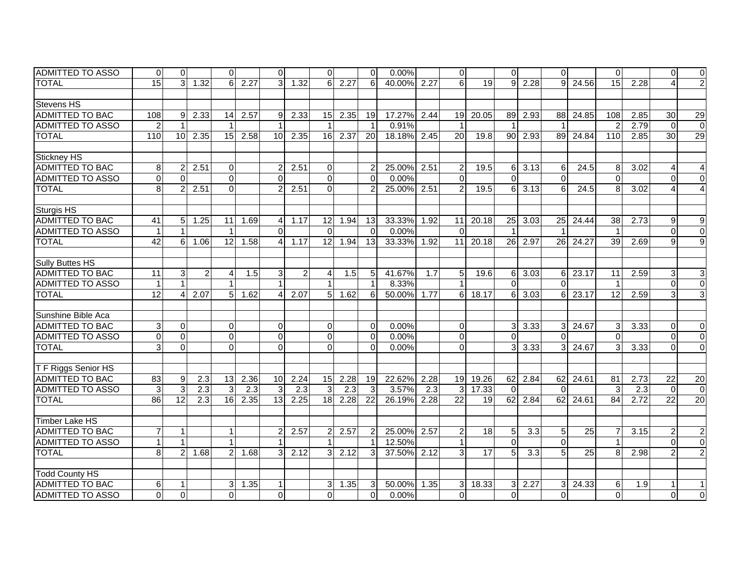| | | | | | | | | | | | | | | | | | | | | | |
|---|---|---|---|---|---|---|---|---|---|---|---|---|---|---|---|---|---|---|---|---|---|
| ADMITTED TO ASSO | 0 | 0 | | 0 | | 0 | | 0 | | 0 | 0.00% | | 0 | | 0 | | 0 | | 0 | | 0 | 0 |
| TOTAL | 15 | 3 | 1.32 | 6 | 2.27 | 3 | 1.32 | 6 | 2.27 | 6 | 40.00% | 2.27 | 6 | 19 | 9 | 2.28 | 9 | 24.56 | 15 | 2.28 | 4 | 2 |
| | | | | | | | | | | | | | | | | | | | | | | |
| Stevens HS | | | | | | | | | | | | | | | | | | | | | | |
| ADMITTED TO BAC | 108 | 9 | 2.33 | 14 | 2.57 | 9 | 2.33 | 15 | 2.35 | 19 | 17.27% | 2.44 | 19 | 20.05 | 89 | 2.93 | 88 | 24.85 | 108 | 2.85 | 30 | 29 |
| ADMITTED TO ASSO | 2 | 1 | | 1 | | 1 | | 1 | | 1 | 0.91% | | 1 | | 1 | | 1 | | 2 | 2.79 | 0 | 0 |
| TOTAL | 110 | 10 | 2.35 | 15 | 2.58 | 10 | 2.35 | 16 | 2.37 | 20 | 18.18% | 2.45 | 20 | 19.8 | 90 | 2.93 | 89 | 24.84 | 110 | 2.85 | 30 | 29 |
| | | | | | | | | | | | | | | | | | | | | | | |
| Stickney HS | | | | | | | | | | | | | | | | | | | | | | |
| ADMITTED TO BAC | 8 | 2 | 2.51 | 0 | | 2 | 2.51 | 0 | | 2 | 25.00% | 2.51 | 2 | 19.5 | 6 | 3.13 | 6 | 24.5 | 8 | 3.02 | 4 | 4 |
| ADMITTED TO ASSO | 0 | 0 | | 0 | | 0 | | 0 | | 0 | 0.00% | | 0 | | 0 | | 0 | | 0 | | 0 | 0 |
| TOTAL | 8 | 2 | 2.51 | 0 | | 2 | 2.51 | 0 | | 2 | 25.00% | 2.51 | 2 | 19.5 | 6 | 3.13 | 6 | 24.5 | 8 | 3.02 | 4 | 4 |
| | | | | | | | | | | | | | | | | | | | | | | |
| Sturgis HS | | | | | | | | | | | | | | | | | | | | | | |
| ADMITTED TO BAC | 41 | 5 | 1.25 | 11 | 1.69 | 4 | 1.17 | 12 | 1.94 | 13 | 33.33% | 1.92 | 11 | 20.18 | 25 | 3.03 | 25 | 24.44 | 38 | 2.73 | 9 | 9 |
| ADMITTED TO ASSO | 1 | 1 | | 1 | | 0 | | 0 | | 0 | 0.00% | | 0 | | 1 | | 1 | | 1 | | 0 | 0 |
| TOTAL | 42 | 6 | 1.06 | 12 | 1.58 | 4 | 1.17 | 12 | 1.94 | 13 | 33.33% | 1.92 | 11 | 20.18 | 26 | 2.97 | 26 | 24.27 | 39 | 2.69 | 9 | 9 |
| | | | | | | | | | | | | | | | | | | | | | | |
| Sully Buttes HS | | | | | | | | | | | | | | | | | | | | | | |
| ADMITTED TO BAC | 11 | 3 | 2 | 4 | 1.5 | 3 | 2 | 4 | 1.5 | 5 | 41.67% | 1.7 | 5 | 19.6 | 6 | 3.03 | 6 | 23.17 | 11 | 2.59 | 3 | 3 |
| ADMITTED TO ASSO | 1 | 1 | | 1 | | 1 | | 1 | | 1 | 8.33% | | 1 | | 0 | | 0 | | 1 | | 0 | 0 |
| TOTAL | 12 | 4 | 2.07 | 5 | 1.62 | 4 | 2.07 | 5 | 1.62 | 6 | 50.00% | 1.77 | 6 | 18.17 | 6 | 3.03 | 6 | 23.17 | 12 | 2.59 | 3 | 3 |
| | | | | | | | | | | | | | | | | | | | | | | |
| Sunshine Bible Aca | | | | | | | | | | | | | | | | | | | | | | |
| ADMITTED TO BAC | 3 | 0 | | 0 | | 0 | | 0 | | 0 | 0.00% | | 0 | | 3 | 3.33 | 3 | 24.67 | 3 | 3.33 | 0 | 0 |
| ADMITTED TO ASSO | 0 | 0 | | 0 | | 0 | | 0 | | 0 | 0.00% | | 0 | | 0 | | 0 | | 0 | | 0 | 0 |
| TOTAL | 3 | 0 | | 0 | | 0 | | 0 | | 0 | 0.00% | | 0 | | 3 | 3.33 | 3 | 24.67 | 3 | 3.33 | 0 | 0 |
| | | | | | | | | | | | | | | | | | | | | | | |
| T F Riggs Senior HS | | | | | | | | | | | | | | | | | | | | | | |
| ADMITTED TO BAC | 83 | 9 | 2.3 | 13 | 2.36 | 10 | 2.24 | 15 | 2.28 | 19 | 22.62% | 2.28 | 19 | 19.26 | 62 | 2.84 | 62 | 24.61 | 81 | 2.73 | 22 | 20 |
| ADMITTED TO ASSO | 3 | 3 | 2.3 | 3 | 2.3 | 3 | 2.3 | 3 | 2.3 | 3 | 3.57% | 2.3 | 3 | 17.33 | 0 | | 0 | | 3 | 2.3 | 0 | 0 |
| TOTAL | 86 | 12 | 2.3 | 16 | 2.35 | 13 | 2.25 | 18 | 2.28 | 22 | 26.19% | 2.28 | 22 | 19 | 62 | 2.84 | 62 | 24.61 | 84 | 2.72 | 22 | 20 |
| | | | | | | | | | | | | | | | | | | | | | | |
| Timber Lake HS | | | | | | | | | | | | | | | | | | | | | | |
| ADMITTED TO BAC | 7 | 1 | | 1 | | 2 | 2.57 | 2 | 2.57 | 2 | 25.00% | 2.57 | 2 | 18 | 5 | 3.3 | 5 | 25 | 7 | 3.15 | 2 | 2 |
| ADMITTED TO ASSO | 1 | 1 | | 1 | | 1 | | 1 | | 1 | 12.50% | | 1 | | 0 | | 0 | | 1 | | 0 | 0 |
| TOTAL | 8 | 2 | 1.68 | 2 | 1.68 | 3 | 2.12 | 3 | 2.12 | 3 | 37.50% | 2.12 | 3 | 17 | 5 | 3.3 | 5 | 25 | 8 | 2.98 | 2 | 2 |
| | | | | | | | | | | | | | | | | | | | | | | |
| Todd County HS | | | | | | | | | | | | | | | | | | | | | | |
| ADMITTED TO BAC | 6 | 1 | | 3 | 1.35 | 1 | | 3 | 1.35 | 3 | 50.00% | 1.35 | 3 | 18.33 | 3 | 2.27 | 3 | 24.33 | 6 | 1.9 | 1 | 1 |
| ADMITTED TO ASSO | 0 | 0 | | 0 | | 0 | | 0 | | 0 | 0.00% | | 0 | | 0 | | 0 | | 0 | | 0 | 0 |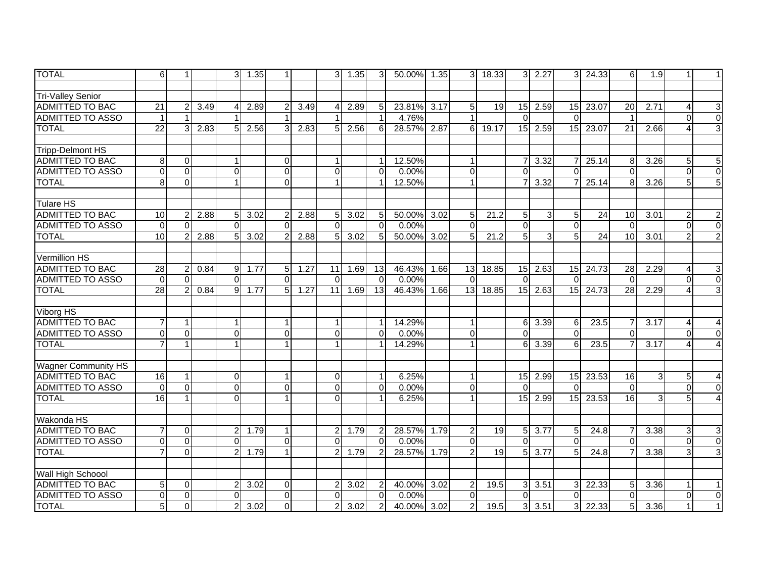| | | | | | | | | | | | | | | | | | | | | | | |
|---|---|---|---|---|---|---|---|---|---|---|---|---|---|---|---|---|---|---|---|---|---|---|
| TOTAL | 6 | 1 | | 3 | 1.35 | 1 | | 3 | 1.35 | 3 | 50.00% | 1.35 | 3 | 18.33 | 3 | 2.27 | 3 | 24.33 | 6 | 1.9 | 1 | 1 |
| | | | | | | | | | | | | | | | | | | | | | | |
| Tri-Valley Senior | | | | | | | | | | | | | | | | | | | | | | |
| ADMITTED TO BAC | 21 | 2 | 3.49 | 4 | 2.89 | 2 | 3.49 | 4 | 2.89 | 5 | 23.81% | 3.17 | 5 | 19 | 15 | 2.59 | 15 | 23.07 | 20 | 2.71 | 4 | 3 |
| ADMITTED TO ASSO | 1 | 1 | | 1 | | 1 | | 1 | | 1 | 4.76% | | 1 | | 0 | | 0 | | 1 | | 0 | 0 |
| TOTAL | 22 | 3 | 2.83 | 5 | 2.56 | 3 | 2.83 | 5 | 2.56 | 6 | 28.57% | 2.87 | 6 | 19.17 | 15 | 2.59 | 15 | 23.07 | 21 | 2.66 | 4 | 3 |
| | | | | | | | | | | | | | | | | | | | | | | |
| Tripp-Delmont HS | | | | | | | | | | | | | | | | | | | | | | |
| ADMITTED TO BAC | 8 | 0 | | 1 | | 0 | | 1 | | 1 | 12.50% | | 1 | | 7 | 3.32 | 7 | 25.14 | 8 | 3.26 | 5 | 5 |
| ADMITTED TO ASSO | 0 | 0 | | 0 | | 0 | | 0 | | 0 | 0.00% | | 0 | | 0 | | 0 | | 0 | | 0 | 0 |
| TOTAL | 8 | 0 | | 1 | | 0 | | 1 | | 1 | 12.50% | | 1 | | 7 | 3.32 | 7 | 25.14 | 8 | 3.26 | 5 | 5 |
| | | | | | | | | | | | | | | | | | | | | | | |
| Tulare HS | | | | | | | | | | | | | | | | | | | | | | |
| ADMITTED TO BAC | 10 | 2 | 2.88 | 5 | 3.02 | 2 | 2.88 | 5 | 3.02 | 5 | 50.00% | 3.02 | 5 | 21.2 | 5 | 3 | 5 | 24 | 10 | 3.01 | 2 | 2 |
| ADMITTED TO ASSO | 0 | 0 | | 0 | | 0 | | 0 | | 0 | 0.00% | | 0 | | 0 | | 0 | | 0 | | 0 | 0 |
| TOTAL | 10 | 2 | 2.88 | 5 | 3.02 | 2 | 2.88 | 5 | 3.02 | 5 | 50.00% | 3.02 | 5 | 21.2 | 5 | 3 | 5 | 24 | 10 | 3.01 | 2 | 2 |
| | | | | | | | | | | | | | | | | | | | | | | |
| Vermillion HS | | | | | | | | | | | | | | | | | | | | | | |
| ADMITTED TO BAC | 28 | 2 | 0.84 | 9 | 1.77 | 5 | 1.27 | 11 | 1.69 | 13 | 46.43% | 1.66 | 13 | 18.85 | 15 | 2.63 | 15 | 24.73 | 28 | 2.29 | 4 | 3 |
| ADMITTED TO ASSO | 0 | 0 | | 0 | | 0 | | 0 | | 0 | 0.00% | | 0 | | 0 | | 0 | | 0 | | 0 | 0 |
| TOTAL | 28 | 2 | 0.84 | 9 | 1.77 | 5 | 1.27 | 11 | 1.69 | 13 | 46.43% | 1.66 | 13 | 18.85 | 15 | 2.63 | 15 | 24.73 | 28 | 2.29 | 4 | 3 |
| | | | | | | | | | | | | | | | | | | | | | | |
| Viborg HS | | | | | | | | | | | | | | | | | | | | | | |
| ADMITTED TO BAC | 7 | 1 | | 1 | | 1 | | 1 | | 1 | 14.29% | | 1 | | 6 | 3.39 | 6 | 23.5 | 7 | 3.17 | 4 | 4 |
| ADMITTED TO ASSO | 0 | 0 | | 0 | | 0 | | 0 | | 0 | 0.00% | | 0 | | 0 | | 0 | | 0 | | 0 | 0 |
| TOTAL | 7 | 1 | | 1 | | 1 | | 1 | | 1 | 14.29% | | 1 | | 6 | 3.39 | 6 | 23.5 | 7 | 3.17 | 4 | 4 |
| | | | | | | | | | | | | | | | | | | | | | | |
| Wagner Community HS | | | | | | | | | | | | | | | | | | | | | | |
| ADMITTED TO BAC | 16 | 1 | | 0 | | 1 | | 0 | | 1 | 6.25% | | 1 | | 15 | 2.99 | 15 | 23.53 | 16 | 3 | 5 | 4 |
| ADMITTED TO ASSO | 0 | 0 | | 0 | | 0 | | 0 | | 0 | 0.00% | | 0 | | 0 | | 0 | | 0 | | 0 | 0 |
| TOTAL | 16 | 1 | | 0 | | 1 | | 0 | | 1 | 6.25% | | 1 | | 15 | 2.99 | 15 | 23.53 | 16 | 3 | 5 | 4 |
| | | | | | | | | | | | | | | | | | | | | | | |
| Wakonda HS | | | | | | | | | | | | | | | | | | | | | | |
| ADMITTED TO BAC | 7 | 0 | | 2 | 1.79 | 1 | | 2 | 1.79 | 2 | 28.57% | 1.79 | 2 | 19 | 5 | 3.77 | 5 | 24.8 | 7 | 3.38 | 3 | 3 |
| ADMITTED TO ASSO | 0 | 0 | | 0 | | 0 | | 0 | | 0 | 0.00% | | 0 | | 0 | | 0 | | 0 | | 0 | 0 |
| TOTAL | 7 | 0 | | 2 | 1.79 | 1 | | 2 | 1.79 | 2 | 28.57% | 1.79 | 2 | 19 | 5 | 3.77 | 5 | 24.8 | 7 | 3.38 | 3 | 3 |
| | | | | | | | | | | | | | | | | | | | | | | |
| Wall High Schoool | | | | | | | | | | | | | | | | | | | | | | |
| ADMITTED TO BAC | 5 | 0 | | 2 | 3.02 | 0 | | 2 | 3.02 | 2 | 40.00% | 3.02 | 2 | 19.5 | 3 | 3.51 | 3 | 22.33 | 5 | 3.36 | 1 | 1 |
| ADMITTED TO ASSO | 0 | 0 | | 0 | | 0 | | 0 | | 0 | 0.00% | | 0 | | 0 | | 0 | | 0 | | 0 | 0 |
| TOTAL | 5 | 0 | | 2 | 3.02 | 0 | | 2 | 3.02 | 2 | 40.00% | 3.02 | 2 | 19.5 | 3 | 3.51 | 3 | 22.33 | 5 | 3.36 | 1 | 1 |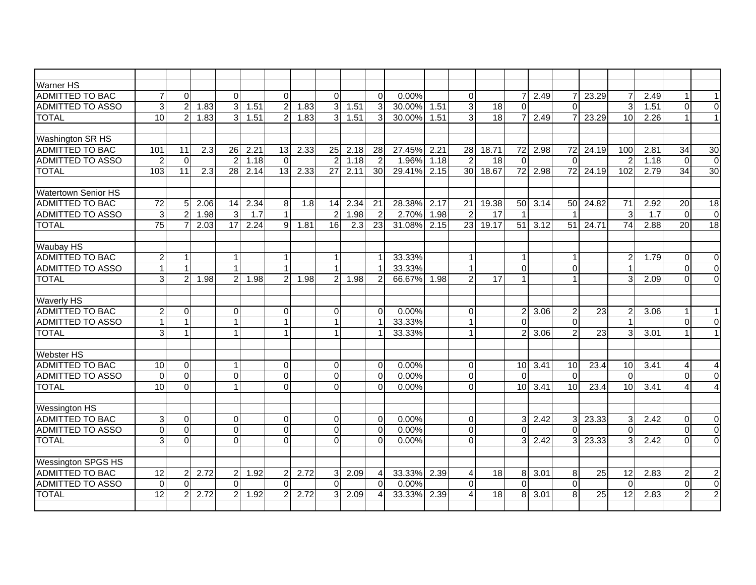| | | | | | | | | | | | | | | | | | | | | | | |
|---|---|---|---|---|---|---|---|---|---|---|---|---|---|---|---|---|---|---|---|---|---|---|
| Warner HS | | | | | | | | | | | | | | | | | | | | | | |
| ADMITTED TO BAC | 7 | 0 | | 0 | | 0 | | 0 | | 0 | 0.00% | | 0 | | 7 | 2.49 | 7 | 23.29 | 7 | 2.49 | 1 | 1 |
| ADMITTED TO ASSO | 3 | 2 | 1.83 | 3 | 1.51 | 2 | 1.83 | 3 | 1.51 | 3 | 30.00% | 1.51 | 3 | 18 | 0 | | 0 | | 3 | 1.51 | 0 | 0 |
| TOTAL | 10 | 2 | 1.83 | 3 | 1.51 | 2 | 1.83 | 3 | 1.51 | 3 | 30.00% | 1.51 | 3 | 18 | 7 | 2.49 | 7 | 23.29 | 10 | 2.26 | 1 | 1 |
| | | | | | | | | | | | | | | | | | | | | | | |
| Washington SR HS | | | | | | | | | | | | | | | | | | | | | | |
| ADMITTED TO BAC | 101 | 11 | 2.3 | 26 | 2.21 | 13 | 2.33 | 25 | 2.18 | 28 | 27.45% | 2.21 | 28 | 18.71 | 72 | 2.98 | 72 | 24.19 | 100 | 2.81 | 34 | 30 |
| ADMITTED TO ASSO | 2 | 0 | | 2 | 1.18 | 0 | | 2 | 1.18 | 2 | 1.96% | 1.18 | 2 | 18 | 0 | | 0 | | 2 | 1.18 | 0 | 0 |
| TOTAL | 103 | 11 | 2.3 | 28 | 2.14 | 13 | 2.33 | 27 | 2.11 | 30 | 29.41% | 2.15 | 30 | 18.67 | 72 | 2.98 | 72 | 24.19 | 102 | 2.79 | 34 | 30 |
| | | | | | | | | | | | | | | | | | | | | | | |
| Watertown Senior HS | | | | | | | | | | | | | | | | | | | | | | |
| ADMITTED TO BAC | 72 | 5 | 2.06 | 14 | 2.34 | 8 | 1.8 | 14 | 2.34 | 21 | 28.38% | 2.17 | 21 | 19.38 | 50 | 3.14 | 50 | 24.82 | 71 | 2.92 | 20 | 18 |
| ADMITTED TO ASSO | 3 | 2 | 1.98 | 3 | 1.7 | 1 | | 2 | 1.98 | 2 | 2.70% | 1.98 | 2 | 17 | 1 | | 1 | | 3 | 1.7 | 0 | 0 |
| TOTAL | 75 | 7 | 2.03 | 17 | 2.24 | 9 | 1.81 | 16 | 2.3 | 23 | 31.08% | 2.15 | 23 | 19.17 | 51 | 3.12 | 51 | 24.71 | 74 | 2.88 | 20 | 18 |
| | | | | | | | | | | | | | | | | | | | | | | |
| Waubay HS | | | | | | | | | | | | | | | | | | | | | | |
| ADMITTED TO BAC | 2 | 1 | | 1 | | 1 | | 1 | | 1 | 33.33% | | 1 | | 1 | | 1 | | 2 | 1.79 | 0 | 0 |
| ADMITTED TO ASSO | 1 | 1 | | 1 | | 1 | | 1 | | 1 | 33.33% | | 1 | | 0 | | 0 | | 1 | | 0 | 0 |
| TOTAL | 3 | 2 | 1.98 | 2 | 1.98 | 2 | 1.98 | 2 | 1.98 | 2 | 66.67% | 1.98 | 2 | 17 | 1 | | 1 | | 3 | 2.09 | 0 | 0 |
| | | | | | | | | | | | | | | | | | | | | | | |
| Waverly HS | | | | | | | | | | | | | | | | | | | | | | |
| ADMITTED TO BAC | 2 | 0 | | 0 | | 0 | | 0 | | 0 | 0.00% | | 0 | | 2 | 3.06 | 2 | 23 | 2 | 3.06 | 1 | 1 |
| ADMITTED TO ASSO | 1 | 1 | | 1 | | 1 | | 1 | | 1 | 33.33% | | 1 | | 0 | | 0 | | 1 | | 0 | 0 |
| TOTAL | 3 | 1 | | 1 | | 1 | | 1 | | 1 | 33.33% | | 1 | | 2 | 3.06 | 2 | 23 | 3 | 3.01 | 1 | 1 |
| | | | | | | | | | | | | | | | | | | | | | | |
| Webster HS | | | | | | | | | | | | | | | | | | | | | | |
| ADMITTED TO BAC | 10 | 0 | | 1 | | 0 | | 0 | | 0 | 0.00% | | 0 | | 10 | 3.41 | 10 | 23.4 | 10 | 3.41 | 4 | 4 |
| ADMITTED TO ASSO | 0 | 0 | | 0 | | 0 | | 0 | | 0 | 0.00% | | 0 | | 0 | | 0 | | 0 | | 0 | 0 |
| TOTAL | 10 | 0 | | 1 | | 0 | | 0 | | 0 | 0.00% | | 0 | | 10 | 3.41 | 10 | 23.4 | 10 | 3.41 | 4 | 4 |
| | | | | | | | | | | | | | | | | | | | | | | |
| Wessington HS | | | | | | | | | | | | | | | | | | | | | | |
| ADMITTED TO BAC | 3 | 0 | | 0 | | 0 | | 0 | | 0 | 0.00% | | 0 | | 3 | 2.42 | 3 | 23.33 | 3 | 2.42 | 0 | 0 |
| ADMITTED TO ASSO | 0 | 0 | | 0 | | 0 | | 0 | | 0 | 0.00% | | 0 | | 0 | | 0 | | 0 | | 0 | 0 |
| TOTAL | 3 | 0 | | 0 | | 0 | | 0 | | 0 | 0.00% | | 0 | | 3 | 2.42 | 3 | 23.33 | 3 | 2.42 | 0 | 0 |
| | | | | | | | | | | | | | | | | | | | | | | |
| Wessington SPGS HS | | | | | | | | | | | | | | | | | | | | | | |
| ADMITTED TO BAC | 12 | 2 | 2.72 | 2 | 1.92 | 2 | 2.72 | 3 | 2.09 | 4 | 33.33% | 2.39 | 4 | 18 | 8 | 3.01 | 8 | 25 | 12 | 2.83 | 2 | 2 |
| ADMITTED TO ASSO | 0 | 0 | | 0 | | 0 | | 0 | | 0 | 0.00% | | 0 | | 0 | | 0 | | 0 | | 0 | 0 |
| TOTAL | 12 | 2 | 2.72 | 2 | 1.92 | 2 | 2.72 | 3 | 2.09 | 4 | 33.33% | 2.39 | 4 | 18 | 8 | 3.01 | 8 | 25 | 12 | 2.83 | 2 | 2 |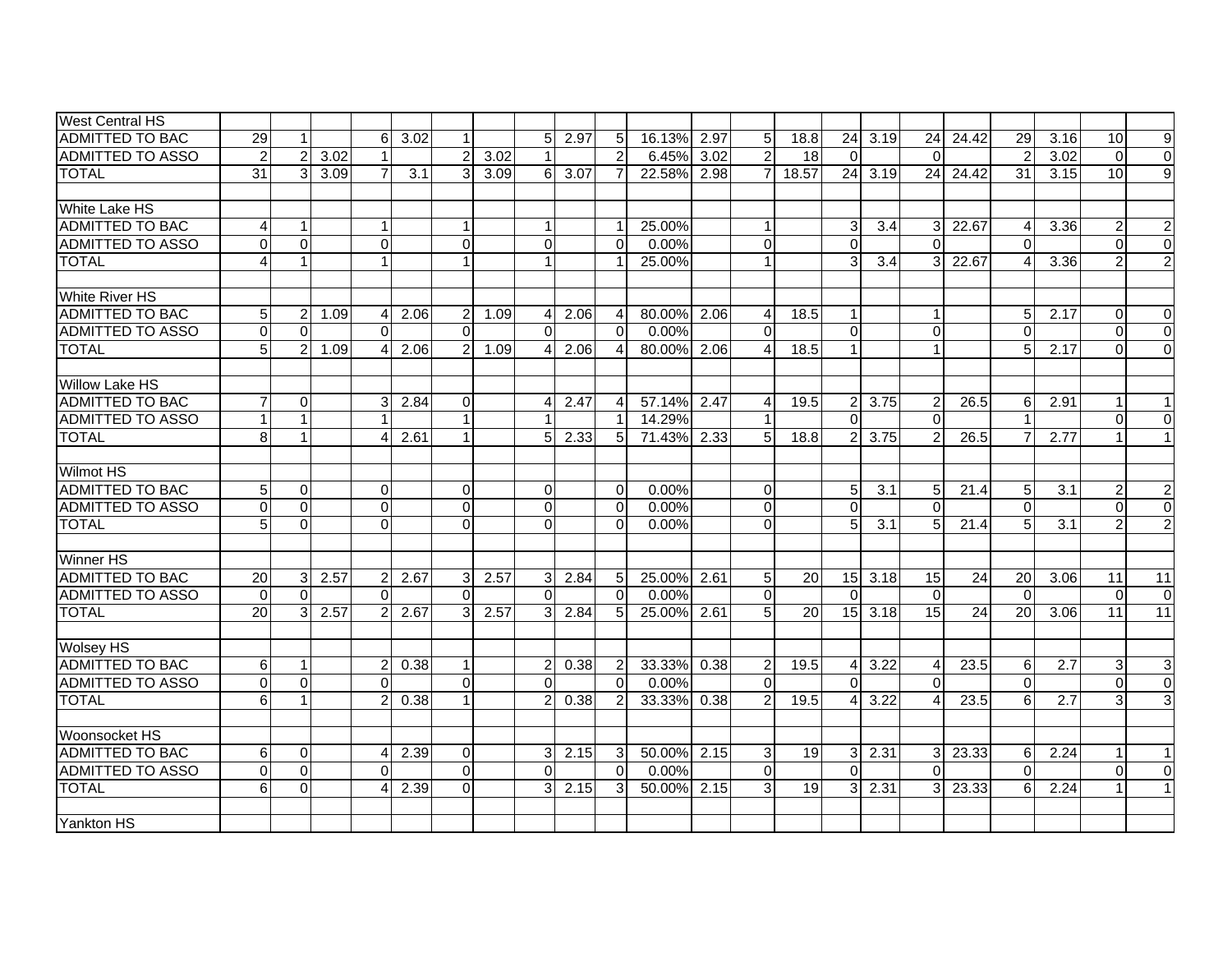| West Central HS | | | | | | | | | | | | | | | | | | | | | |
|---|---|---|---|---|---|---|---|---|---|---|---|---|---|---|---|---|---|---|---|---|---|
| ADMITTED TO BAC | 29 | 1 | | 6 | 3.02 | 1 | | 5 | 2.97 | 5 | 16.13% | 2.97 | 5 | 18.8 | 24 | 3.19 | 24 | 24.42 | 29 | 3.16 | 10 | 9 |
| ADMITTED TO ASSO | 2 | 2 | 3.02 | 1 | | 2 | 3.02 | 1 | | 2 | 6.45% | 3.02 | 2 | 18 | 0 | | 0 | | 2 | 3.02 | 0 | 0 |
| TOTAL | 31 | 3 | 3.09 | 7 | 3.1 | 3 | 3.09 | 6 | 3.07 | 7 | 22.58% | 2.98 | 7 | 18.57 | 24 | 3.19 | 24 | 24.42 | 31 | 3.15 | 10 | 9 |
| | | | | | | | | | | | | | | | | | | | | | |
| White Lake HS | | | | | | | | | | | | | | | | | | | | | |
| ADMITTED TO BAC | 4 | 1 | | 1 | | 1 | | 1 | | 1 | 25.00% | | 1 | | 3 | 3.4 | 3 | 22.67 | 4 | 3.36 | 2 | 2 |
| ADMITTED TO ASSO | 0 | 0 | | 0 | | 0 | | 0 | | 0 | 0.00% | | 0 | | 0 | | 0 | | 0 | | 0 | 0 |
| TOTAL | 4 | 1 | | 1 | | 1 | | 1 | | 1 | 25.00% | | 1 | | 3 | 3.4 | 3 | 22.67 | 4 | 3.36 | 2 | 2 |
| | | | | | | | | | | | | | | | | | | | | | |
| White River HS | | | | | | | | | | | | | | | | | | | | | |
| ADMITTED TO BAC | 5 | 2 | 1.09 | 4 | 2.06 | 2 | 1.09 | 4 | 2.06 | 4 | 80.00% | 2.06 | 4 | 18.5 | 1 | | 1 | | 5 | 2.17 | 0 | 0 |
| ADMITTED TO ASSO | 0 | 0 | | 0 | | 0 | | 0 | | 0 | 0.00% | | 0 | | 0 | | 0 | | 0 | | 0 | 0 |
| TOTAL | 5 | 2 | 1.09 | 4 | 2.06 | 2 | 1.09 | 4 | 2.06 | 4 | 80.00% | 2.06 | 4 | 18.5 | 1 | | 1 | | 5 | 2.17 | 0 | 0 |
| | | | | | | | | | | | | | | | | | | | | | |
| Willow Lake HS | | | | | | | | | | | | | | | | | | | | | |
| ADMITTED TO BAC | 7 | 0 | | 3 | 2.84 | 0 | | 4 | 2.47 | 4 | 57.14% | 2.47 | 4 | 19.5 | 2 | 3.75 | 2 | 26.5 | 6 | 2.91 | 1 | 1 |
| ADMITTED TO ASSO | 1 | 1 | | 1 | | 1 | | 1 | | 1 | 14.29% | | 1 | | 0 | | 0 | | 1 | | 0 | 0 |
| TOTAL | 8 | 1 | | 4 | 2.61 | 1 | | 5 | 2.33 | 5 | 71.43% | 2.33 | 5 | 18.8 | 2 | 3.75 | 2 | 26.5 | 7 | 2.77 | 1 | 1 |
| | | | | | | | | | | | | | | | | | | | | | |
| Wilmot HS | | | | | | | | | | | | | | | | | | | | | |
| ADMITTED TO BAC | 5 | 0 | | 0 | | 0 | | 0 | | 0 | 0.00% | | 0 | | 5 | 3.1 | 5 | 21.4 | 5 | 3.1 | 2 | 2 |
| ADMITTED TO ASSO | 0 | 0 | | 0 | | 0 | | 0 | | 0 | 0.00% | | 0 | | 0 | | 0 | | 0 | | 0 | 0 |
| TOTAL | 5 | 0 | | 0 | | 0 | | 0 | | 0 | 0.00% | | 0 | | 5 | 3.1 | 5 | 21.4 | 5 | 3.1 | 2 | 2 |
| | | | | | | | | | | | | | | | | | | | | | |
| Winner HS | | | | | | | | | | | | | | | | | | | | | |
| ADMITTED TO BAC | 20 | 3 | 2.57 | 2 | 2.67 | 3 | 2.57 | 3 | 2.84 | 5 | 25.00% | 2.61 | 5 | 20 | 15 | 3.18 | 15 | 24 | 20 | 3.06 | 11 | 11 |
| ADMITTED TO ASSO | 0 | 0 | | 0 | | 0 | | 0 | | 0 | 0.00% | | 0 | | 0 | | 0 | | 0 | | 0 | 0 |
| TOTAL | 20 | 3 | 2.57 | 2 | 2.67 | 3 | 2.57 | 3 | 2.84 | 5 | 25.00% | 2.61 | 5 | 20 | 15 | 3.18 | 15 | 24 | 20 | 3.06 | 11 | 11 |
| | | | | | | | | | | | | | | | | | | | | | |
| Wolsey HS | | | | | | | | | | | | | | | | | | | | | |
| ADMITTED TO BAC | 6 | 1 | | 2 | 0.38 | 1 | | 2 | 0.38 | 2 | 33.33% | 0.38 | 2 | 19.5 | 4 | 3.22 | 4 | 23.5 | 6 | 2.7 | 3 | 3 |
| ADMITTED TO ASSO | 0 | 0 | | 0 | | 0 | | 0 | | 0 | 0.00% | | 0 | | 0 | | 0 | | 0 | | 0 | 0 |
| TOTAL | 6 | 1 | | 2 | 0.38 | 1 | | 2 | 0.38 | 2 | 33.33% | 0.38 | 2 | 19.5 | 4 | 3.22 | 4 | 23.5 | 6 | 2.7 | 3 | 3 |
| | | | | | | | | | | | | | | | | | | | | | |
| Woonsocket HS | | | | | | | | | | | | | | | | | | | | | |
| ADMITTED TO BAC | 6 | 0 | | 4 | 2.39 | 0 | | 3 | 2.15 | 3 | 50.00% | 2.15 | 3 | 19 | 3 | 2.31 | 3 | 23.33 | 6 | 2.24 | 1 | 1 |
| ADMITTED TO ASSO | 0 | 0 | | 0 | | 0 | | 0 | | 0 | 0.00% | | 0 | | 0 | | 0 | | 0 | | 0 | 0 |
| TOTAL | 6 | 0 | | 4 | 2.39 | 0 | | 3 | 2.15 | 3 | 50.00% | 2.15 | 3 | 19 | 3 | 2.31 | 3 | 23.33 | 6 | 2.24 | 1 | 1 |
| | | | | | | | | | | | | | | | | | | | | | |
| Yankton HS | | | | | | | | | | | | | | | | | | | | | |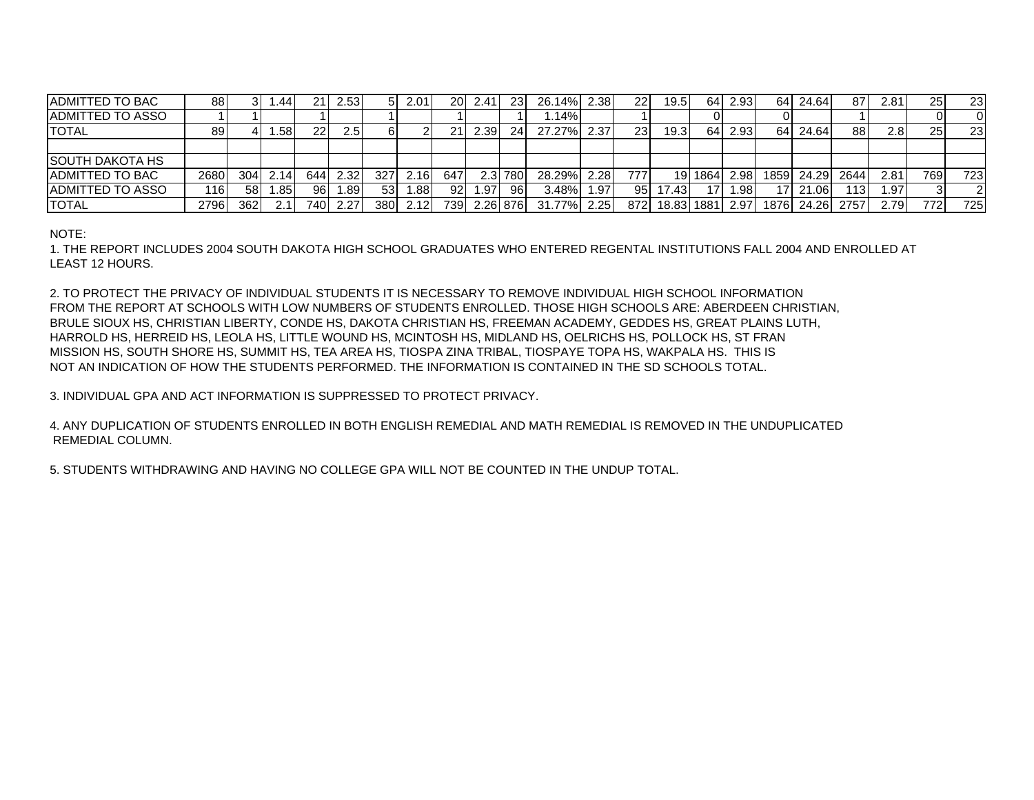| | | | | | | | | | | | | | | | | | | | | | | |
|---|---|---|---|---|---|---|---|---|---|---|---|---|---|---|---|---|---|---|---|---|---|---|
| ADMITTED TO BAC | 88 | 3 | 1.44 | 21 | 2.53 | 5 | 2.01 | 20 | 2.41 | 23 | 26.14% | 2.38 | 22 | 19.5 | 64 | 2.93 | 64 | 24.64 | 87 | 2.81 | 25 | 23 |
| ADMITTED TO ASSO | 1 | 1 | | 1 | | 1 | | 1 | | 1 | 1.14% | | 1 | | 0 | | 0 | | 1 | | 0 | 0 |
| TOTAL | 89 | 4 | 1.58 | 22 | 2.5 | 6 | 2 | 21 | 2.39 | 24 | 27.27% | 2.37 | 23 | 19.3 | 64 | 2.93 | 64 | 24.64 | 88 | 2.8 | 25 | 23 |
| | | | | | | | | | | | | | | | | | | | | | | |
| SOUTH DAKOTA HS | | | | | | | | | | | | | | | | | | | | | | |
| ADMITTED TO BAC | 2680 | 304 | 2.14 | 644 | 2.32 | 327 | 2.16 | 647 | 2.3 | 780 | 28.29% | 2.28 | 777 | 19 | 1864 | 2.98 | 1859 | 24.29 | 2644 | 2.81 | 769 | 723 |
| ADMITTED TO ASSO | 116 | 58 | 1.85 | 96 | 1.89 | 53 | 1.88 | 92 | 1.97 | 96 | 3.48% | 1.97 | 95 | 17.43 | 17 | 1.98 | 17 | 21.06 | 113 | 1.97 | 3 | 2 |
| TOTAL | 2796 | 362 | 2.1 | 740 | 2.27 | 380 | 2.12 | 739 | 2.26 | 876 | 31.77% | 2.25 | 872 | 18.83 | 1881 | 2.97 | 1876 | 24.26 | 2757 | 2.79 | 772 | 725 |

NOTE:

1. THE REPORT INCLUDES 2004 SOUTH DAKOTA HIGH SCHOOL GRADUATES WHO ENTERED REGENTAL INSTITUTIONS FALL 2004 AND ENROLLED AT LEAST 12 HOURS.

2. TO PROTECT THE PRIVACY OF INDIVIDUAL STUDENTS IT IS NECESSARY TO REMOVE INDIVIDUAL HIGH SCHOOL INFORMATION FROM THE REPORT AT SCHOOLS WITH LOW NUMBERS OF STUDENTS ENROLLED. THOSE HIGH SCHOOLS ARE: ABERDEEN CHRISTIAN, BRULE SIOUX HS, CHRISTIAN LIBERTY, CONDE HS, DAKOTA CHRISTIAN HS, FREEMAN ACADEMY, GEDDES HS, GREAT PLAINS LUTH, HARROLD HS, HERREID HS, LEOLA HS, LITTLE WOUND HS, MCINTOSH HS, MIDLAND HS, OELRICHS HS, POLLOCK HS, ST FRAN MISSION HS, SOUTH SHORE HS, SUMMIT HS, TEA AREA HS, TIOSPA ZINA TRIBAL, TIOSPAYE TOPA HS, WAKPALA HS. THIS IS NOT AN INDICATION OF HOW THE STUDENTS PERFORMED. THE INFORMATION IS CONTAINED IN THE SD SCHOOLS TOTAL.

3. INDIVIDUAL GPA AND ACT INFORMATION IS SUPPRESSED TO PROTECT PRIVACY.

4. ANY DUPLICATION OF STUDENTS ENROLLED IN BOTH ENGLISH REMEDIAL AND MATH REMEDIAL IS REMOVED IN THE UNDUPLICATED REMEDIAL COLUMN.

5. STUDENTS WITHDRAWING AND HAVING NO COLLEGE GPA WILL NOT BE COUNTED IN THE UNDUP TOTAL.